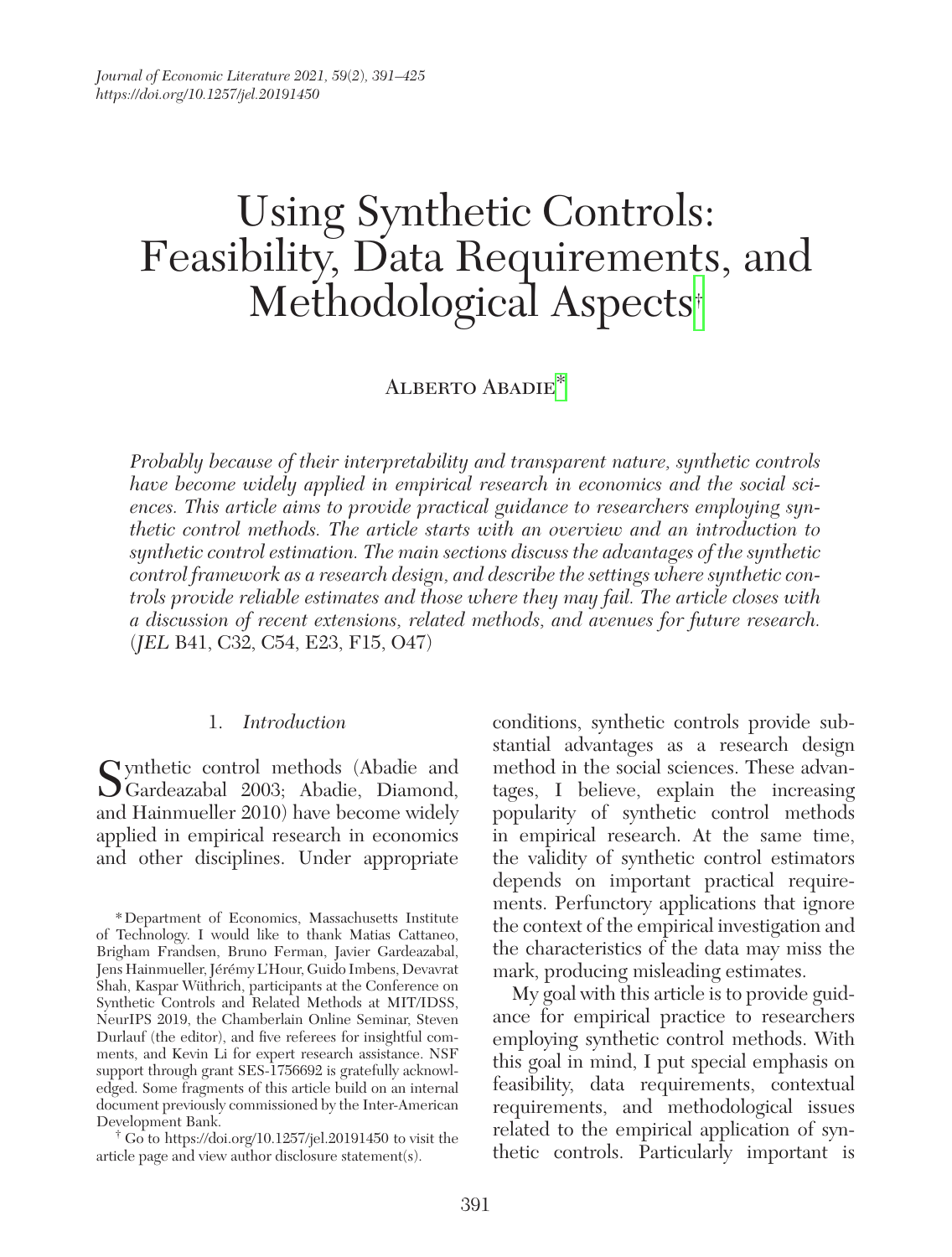# Using Synthetic Controls: Feasibility, Data Requirements, and Methodological Aspects[†]

Alberto Abadie[*]

*Probably because of their interpretability and transparent nature, synthetic controls have become widely applied in empirical research in economics and the social sciences. This article aims to provide practical guidance to researchers employing synthetic control methods. The article starts with an overview and an introduction to synthetic control estimation. The main sections discuss the advantages of the synthetic control framework as a research design, and describe the settings where synthetic controls provide reliable estimates and those where they may fail. The article closes with a discussion of recent extensions, related methods, and avenues for future research.* (*JEL* B41, C32, C54, E23, F15, O47)

## 1. *Introduction*

Synthetic control methods (Abadie and Gardeazabal 2003; Abadie, Diamond, and Hainmueller 2010) have become widely applied in empirical research in economics and other disciplines. Under appropriate conditions, synthetic controls provide substantial advantages as a research design method in the social sciences. These advantages, I believe, explain the increasing popularity of synthetic control methods in empirical research. At the same time, the validity of synthetic control estimators depends on important practical requirements. Perfunctory applications that ignore the context of the empirical investigation and the characteristics of the data may miss the mark, producing misleading estimates.

My goal with this article is to provide guidance for empirical practice to researchers employing synthetic control methods. With this goal in mind, I put special emphasis on feasibility, data requirements, contextual requirements, and methodological issues related to the empirical application of synthetic controls. Particularly important is

[*] Department of Economics, Massachusetts Institute of Technology. I would like to thank Matias Cattaneo, Brigham Frandsen, Bruno Ferman, Javier Gardeazabal, Jens Hainmueller, Jérémy L'Hour, Guido Imbens, Devavrat Shah, Kaspar Wüthrich, participants at the Conference on Synthetic Controls and Related Methods at MIT/IDSS, NeurIPS 2019, the Chamberlain Online Seminar, Steven Durlauf (the editor), and five referees for insightful comments, and Kevin Li for expert research assistance. NSF support through grant SES-1756692 is gratefully acknowledged. Some fragments of this article build on an internal document previously commissioned by the Inter-American Development Bank.

[†] Go to https://doi.org/10.1257/jel.20191450 to visit the article page and view author disclosure statement(s).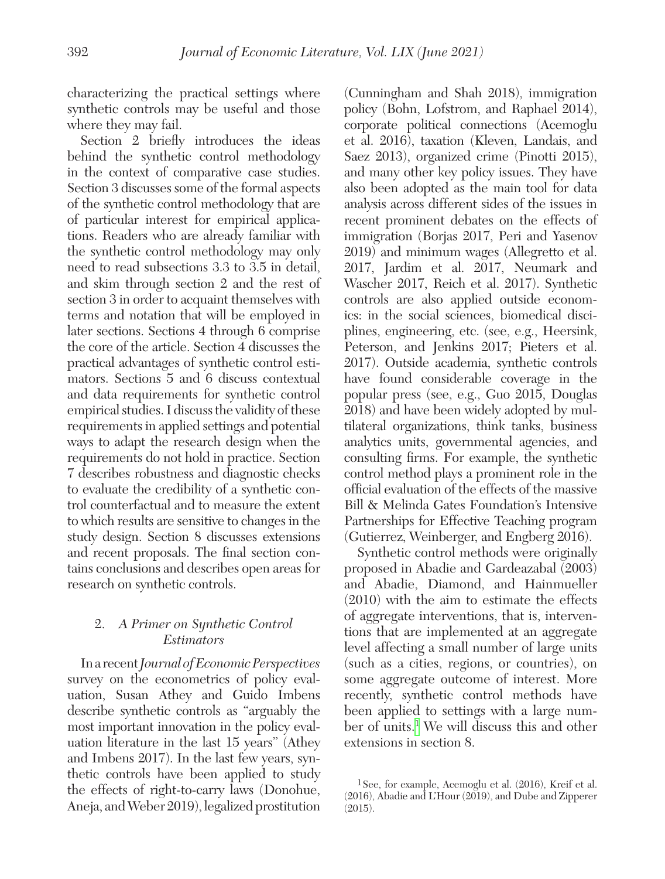characterizing the practical settings where synthetic controls may be useful and those where they may fail.

Section 2 briefly introduces the ideas behind the synthetic control methodology in the context of comparative case studies. Section 3 discusses some of the formal aspects of the synthetic control methodology that are of particular interest for empirical applications. Readers who are already familiar with the synthetic control methodology may only need to read subsections 3.3 to 3.5 in detail, and skim through section 2 and the rest of section 3 in order to acquaint themselves with terms and notation that will be employed in later sections. Sections 4 through 6 comprise the core of the article. Section 4 discusses the practical advantages of synthetic control estimators. Sections 5 and 6 discuss contextual and data requirements for synthetic control empirical studies. I discuss the validity of these requirements in applied settings and potential ways to adapt the research design when the requirements do not hold in practice. Section 7 describes robustness and diagnostic checks to evaluate the credibility of a synthetic control counterfactual and to measure the extent to which results are sensitive to changes in the study design. Section 8 discusses extensions and recent proposals. The final section contains conclusions and describes open areas for research on synthetic controls.

## 2. *A Primer on Synthetic Control Estimators*

In a recent *Journal of Economic Perspectives* survey on the econometrics of policy evaluation, Susan Athey and Guido Imbens describe synthetic controls as "arguably the most important innovation in the policy evaluation literature in the last 15 years" (Athey and Imbens 2017). In the last few years, synthetic controls have been applied to study the effects of right-to-carry laws (Donohue, Aneja, and Weber 2019), legalized prostitution (Cunningham and Shah 2018), immigration policy (Bohn, Lofstrom, and Raphael 2014), corporate political connections (Acemoglu et al. 2016), taxation (Kleven, Landais, and Saez 2013), organized crime (Pinotti 2015), and many other key policy issues. They have also been adopted as the main tool for data analysis across different sides of the issues in recent prominent debates on the effects of immigration (Borjas 2017, Peri and Yasenov 2019) and minimum wages (Allegretto et al. 2017, Jardim et al. 2017, Neumark and Wascher 2017, Reich et al. 2017). Synthetic controls are also applied outside economics: in the social sciences, biomedical disciplines, engineering, etc. (see, e.g., Heersink, Peterson, and Jenkins 2017; Pieters et al. 2017). Outside academia, synthetic controls have found considerable coverage in the popular press (see, e.g., Guo 2015, Douglas 2018) and have been widely adopted by multilateral organizations, think tanks, business analytics units, governmental agencies, and consulting firms. For example, the synthetic control method plays a prominent role in the official evaluation of the effects of the massive Bill & Melinda Gates Foundation's Intensive Partnerships for Effective Teaching program (Gutierrez, Weinberger, and Engberg 2016).

Synthetic control methods were originally proposed in Abadie and Gardeazabal (2003) and Abadie, Diamond, and Hainmueller (2010) with the aim to estimate the effects of aggregate interventions, that is, interventions that are implemented at an aggregate level affecting a small number of large units (such as a cities, regions, or countries), on some aggregate outcome of interest. More recently, synthetic control methods have been applied to settings with a large number of units.[1] We will discuss this and other extensions in section 8.

[1] See, for example, Acemoglu et al. (2016), Kreif et al. (2016), Abadie and L'Hour (2019), and Dube and Zipperer (2015).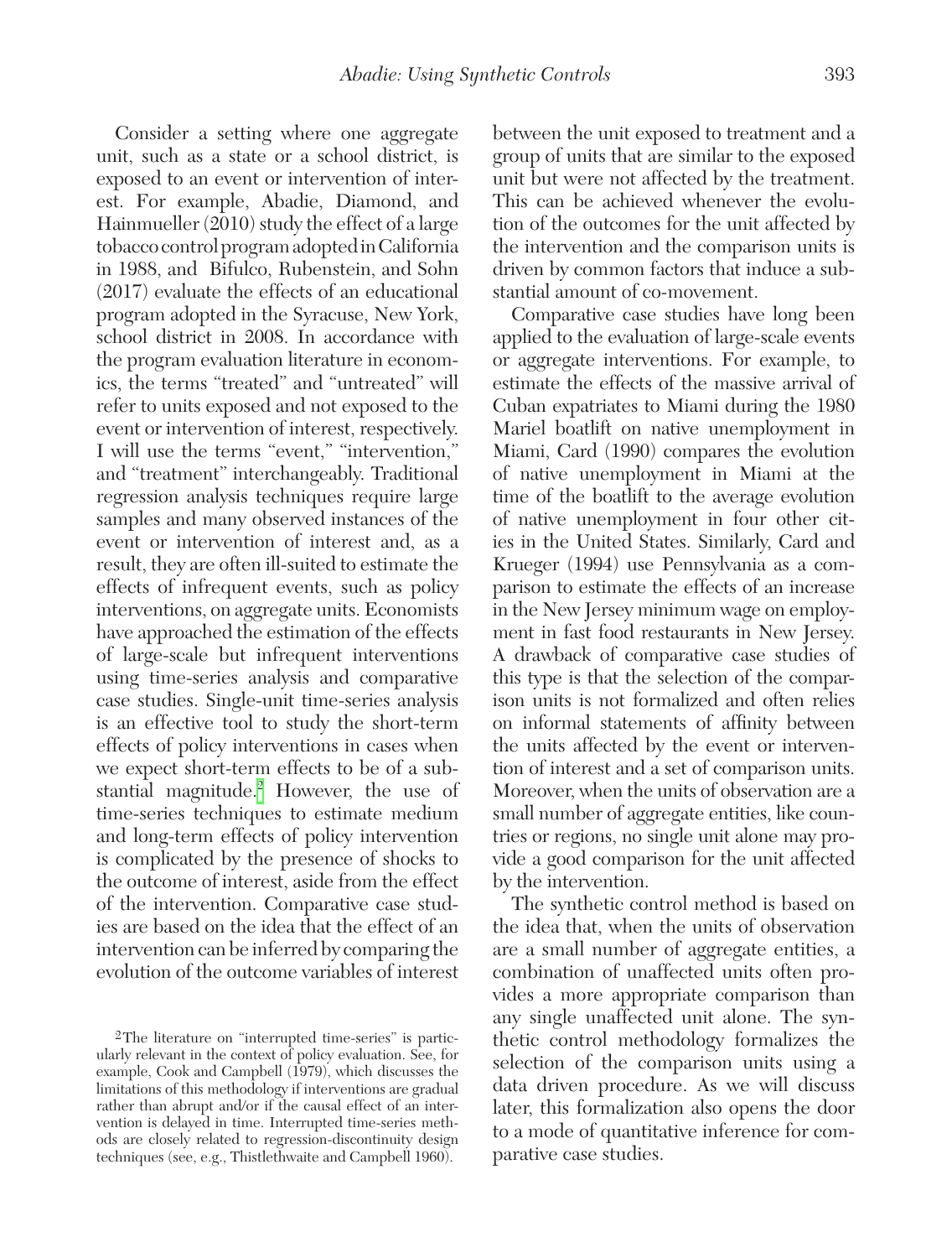Consider a setting where one aggregate unit, such as a state or a school district, is exposed to an event or intervention of interest. For example, Abadie, Diamond, and Hainmueller (2010) study the effect of a large tobacco control program adopted in California in 1988, and Bifulco, Rubenstein, and Sohn (2017) evaluate the effects of an educational program adopted in the Syracuse, New York, school district in 2008. In accordance with the program evaluation literature in economics, the terms "treated" and "untreated" will refer to units exposed and not exposed to the event or intervention of interest, respectively. I will use the terms "event," "intervention," and "treatment" interchangeably. Traditional regression analysis techniques require large samples and many observed instances of the event or intervention of interest and, as a result, they are often ill-suited to estimate the effects of infrequent events, such as policy interventions, on aggregate units. Economists have approached the estimation of the effects of large-scale but infrequent interventions using time-series analysis and comparative case studies. Single-unit time-series analysis is an effective tool to study the short-term effects of policy interventions in cases when we expect short-term effects to be of a substantial magnitude.[2] However, the use of time-series techniques to estimate medium and long-term effects of policy intervention is complicated by the presence of shocks to the outcome of interest, aside from the effect of the intervention. Comparative case studies are based on the idea that the effect of an intervention can be inferred by comparing the evolution of the outcome variables of interest between the unit exposed to treatment and a group of units that are similar to the exposed unit but were not affected by the treatment. This can be achieved whenever the evolution of the outcomes for the unit affected by the intervention and the comparison units is driven by common factors that induce a substantial amount of co-movement.

Comparative case studies have long been applied to the evaluation of large-scale events or aggregate interventions. For example, to estimate the effects of the massive arrival of Cuban expatriates to Miami during the 1980 Mariel boatlift on native unemployment in Miami, Card (1990) compares the evolution of native unemployment in Miami at the time of the boatlift to the average evolution of native unemployment in four other cities in the United States. Similarly, Card and Krueger (1994) use Pennsylvania as a comparison to estimate the effects of an increase in the New Jersey minimum wage on employment in fast food restaurants in New Jersey. A drawback of comparative case studies of this type is that the selection of the comparison units is not formalized and often relies on informal statements of affinity between the units affected by the event or intervention of interest and a set of comparison units. Moreover, when the units of observation are a small number of aggregate entities, like countries or regions, no single unit alone may provide a good comparison for the unit affected by the intervention.

The synthetic control method is based on the idea that, when the units of observation are a small number of aggregate entities, a combination of unaffected units often provides a more appropriate comparison than any single unaffected unit alone. The synthetic control methodology formalizes the selection of the comparison units using a data driven procedure. As we will discuss later, this formalization also opens the door to a mode of quantitative inference for comparative case studies.

[2] The literature on "interrupted time-series" is particularly relevant in the context of policy evaluation. See, for example, Cook and Campbell (1979), which discusses the limitations of this methodology if interventions are gradual rather than abrupt and/or if the causal effect of an intervention is delayed in time. Interrupted time-series methods are closely related to regression-discontinuity design techniques (see, e.g., Thistlethwaite and Campbell 1960).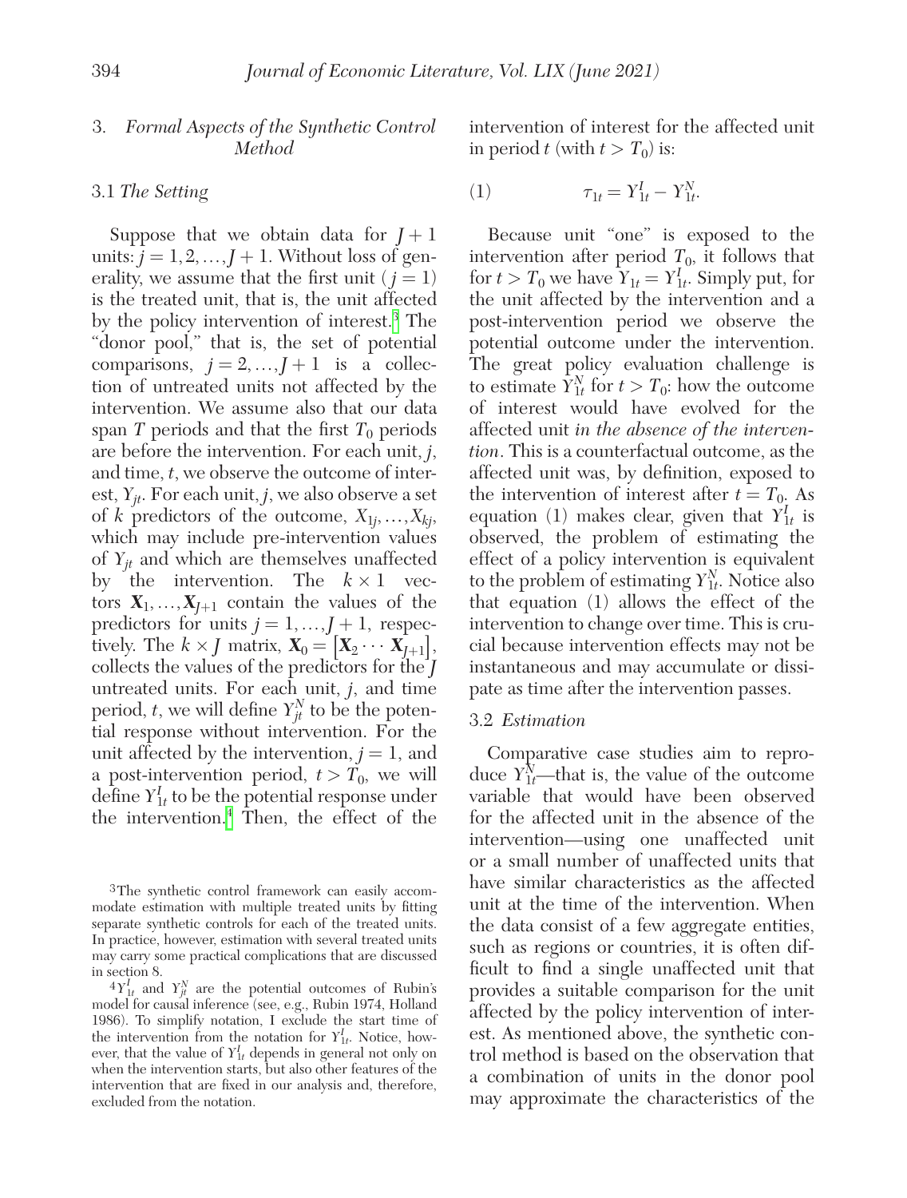## 3. *Formal Aspects of the Synthetic Control Method*

### 3.1 *The Setting*

Suppose that we obtain data for $J + 1$ units: $j = 1, 2, \ldots, J + 1$. Without loss of generality, we assume that the first unit ($j = 1$) is the treated unit, that is, the unit affected by the policy intervention of interest.[3] The "donor pool," that is, the set of potential comparisons, $j = 2, \ldots, J + 1$ is a collection of untreated units not affected by the intervention. We assume also that our data span $T$ periods and that the first $T_0$ periods are before the intervention. For each unit, $j$, and time, $t$, we observe the outcome of interest, $Y_{jt}$. For each unit, $j$, we also observe a set of $k$ predictors of the outcome, $X_{1j}, \ldots, X_{kj}$, which may include pre-intervention values of $Y_{jt}$ and which are themselves unaffected by the intervention. The $k \times 1$ vectors $\mathbf{X}_1, \ldots, \mathbf{X}_{J+1}$ contain the values of the predictors for units $j = 1, \ldots, J + 1$, respectively. The $k \times J$ matrix, $\mathbf{X}_0 = [\mathbf{X}_2 \cdots \mathbf{X}_{J+1}]$, collects the values of the predictors for the $J$ untreated units. For each unit, $j$, and time period, $t$, we will define $Y_{jt}^N$ to be the potential response without intervention. For the unit affected by the intervention, $j = 1$, and a post-intervention period, $t > T_0$, we will define $Y_{1t}^I$ to be the potential response under the intervention.[4] Then, the effect of the intervention of interest for the affected unit in period $t$ (with $t > T_0$) is:

$$(1) \qquad \tau_{1t} = Y_{1t}^I - Y_{1t}^N.$$

Because unit "one" is exposed to the intervention after period $T_0$, it follows that for $t > T_0$ we have $Y_{1t} = Y_{1t}^I$. Simply put, for the unit affected by the intervention and a post-intervention period we observe the potential outcome under the intervention. The great policy evaluation challenge is to estimate $Y_{1t}^N$ for $t > T_0$: how the outcome of interest would have evolved for the affected unit *in the absence of the intervention*. This is a counterfactual outcome, as the affected unit was, by definition, exposed to the intervention of interest after $t = T_0$. As equation (1) makes clear, given that $Y_{1t}^I$ is observed, the problem of estimating the effect of a policy intervention is equivalent to the problem of estimating $Y_{1t}^N$. Notice also that equation (1) allows the effect of the intervention to change over time. This is crucial because intervention effects may not be instantaneous and may accumulate or dissipate as time after the intervention passes.

### 3.2 *Estimation*

Comparative case studies aim to reproduce $Y_{1t}^N$—that is, the value of the outcome variable that would have been observed for the affected unit in the absence of the intervention—using one unaffected unit or a small number of unaffected units that have similar characteristics as the affected unit at the time of the intervention. When the data consist of a few aggregate entities, such as regions or countries, it is often difficult to find a single unaffected unit that provides a suitable comparison for the unit affected by the policy intervention of interest. As mentioned above, the synthetic control method is based on the observation that a combination of units in the donor pool may approximate the characteristics of the

---

[3] The synthetic control framework can easily accommodate estimation with multiple treated units by fitting separate synthetic controls for each of the treated units. In practice, however, estimation with several treated units may carry some practical complications that are discussed in section 8.

[4] $Y_{1t}^I$ and $Y_{jt}^N$ are the potential outcomes of Rubin's model for causal inference (see, e.g., Rubin 1974, Holland 1986). To simplify notation, I exclude the start time of the intervention from the notation for $Y_{1t}^I$. Notice, however, that the value of $Y_{1t}^I$ depends in general not only on when the intervention starts, but also other features of the intervention that are fixed in our analysis and, therefore, excluded from the notation.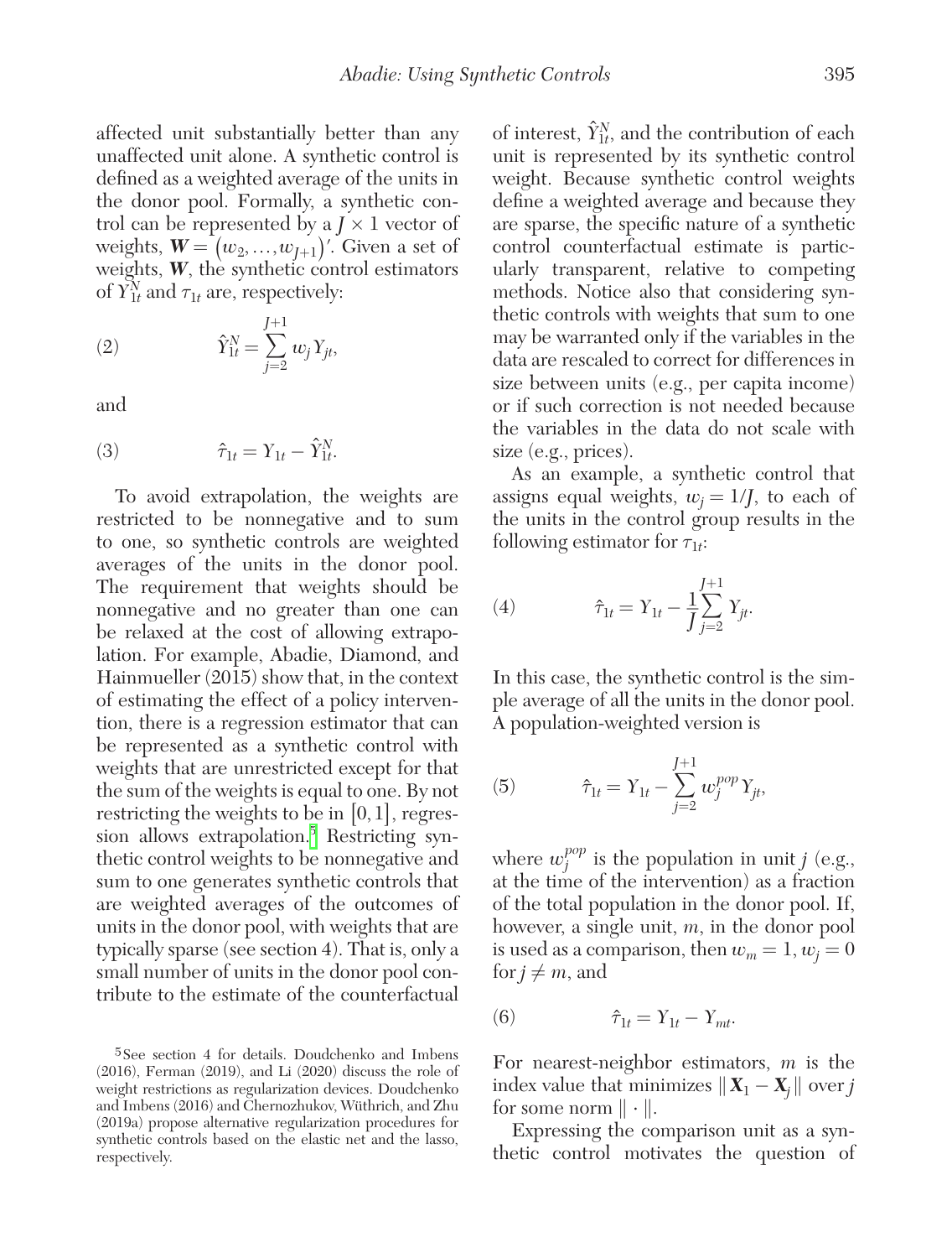affected unit substantially better than any unaffected unit alone. A synthetic control is defined as a weighted average of the units in the donor pool. Formally, a synthetic control can be represented by a $J \times 1$ vector of weights, $\boldsymbol{W} = (w_2, \ldots, w_{J+1})'$. Given a set of weights, $\boldsymbol{W}$, the synthetic control estimators of $Y_{1t}^N$ and $\tau_{1t}$ are, respectively:

$$\hat{Y}_{1t}^N = \sum_{j=2}^{J+1} w_j Y_{jt}, \tag{2}$$

and

$$\hat{\tau}_{1t} = Y_{1t} - \hat{Y}_{1t}^N. \tag{3}$$

To avoid extrapolation, the weights are restricted to be nonnegative and to sum to one, so synthetic controls are weighted averages of the units in the donor pool. The requirement that weights should be nonnegative and no greater than one can be relaxed at the cost of allowing extrapolation. For example, Abadie, Diamond, and Hainmueller (2015) show that, in the context of estimating the effect of a policy intervention, there is a regression estimator that can be represented as a synthetic control with weights that are unrestricted except for that the sum of the weights is equal to one. By not restricting the weights to be in $[0,1]$, regression allows extrapolation.[5] Restricting synthetic control weights to be nonnegative and sum to one generates synthetic controls that are weighted averages of the outcomes of units in the donor pool, with weights that are typically sparse (see section 4). That is, only a small number of units in the donor pool contribute to the estimate of the counterfactual of interest, $\hat{Y}_{1t}^N$, and the contribution of each unit is represented by its synthetic control weight. Because synthetic control weights define a weighted average and because they are sparse, the specific nature of a synthetic control counterfactual estimate is particularly transparent, relative to competing methods. Notice also that considering synthetic controls with weights that sum to one may be warranted only if the variables in the data are rescaled to correct for differences in size between units (e.g., per capita income) or if such correction is not needed because the variables in the data do not scale with size (e.g., prices).

As an example, a synthetic control that assigns equal weights, $w_j = 1/J$, to each of the units in the control group results in the following estimator for $\tau_{1t}$:

$$\hat{\tau}_{1t} = Y_{1t} - \frac{1}{J}\sum_{j=2}^{J+1} Y_{jt}. \tag{4}$$

In this case, the synthetic control is the simple average of all the units in the donor pool. A population-weighted version is

$$\hat{\tau}_{1t} = Y_{1t} - \sum_{j=2}^{J+1} w_j^{pop} Y_{jt}, \tag{5}$$

where $w_j^{pop}$ is the population in unit $j$ (e.g., at the time of the intervention) as a fraction of the total population in the donor pool. If, however, a single unit, $m$, in the donor pool is used as a comparison, then $w_m = 1$, $w_j = 0$ for $j \neq m$, and

$$\hat{\tau}_{1t} = Y_{1t} - Y_{mt}. \tag{6}$$

For nearest-neighbor estimators, $m$ is the index value that minimizes $\| \boldsymbol{X}_1 - \boldsymbol{X}_j \|$ over $j$ for some norm $\| \cdot \|$.

Expressing the comparison unit as a synthetic control motivates the question of

[5] See section 4 for details. Doudchenko and Imbens (2016), Ferman (2019), and Li (2020) discuss the role of weight restrictions as regularization devices. Doudchenko and Imbens (2016) and Chernozhukov, Wüthrich, and Zhu (2019a) propose alternative regularization procedures for synthetic controls based on the elastic net and the lasso, respectively.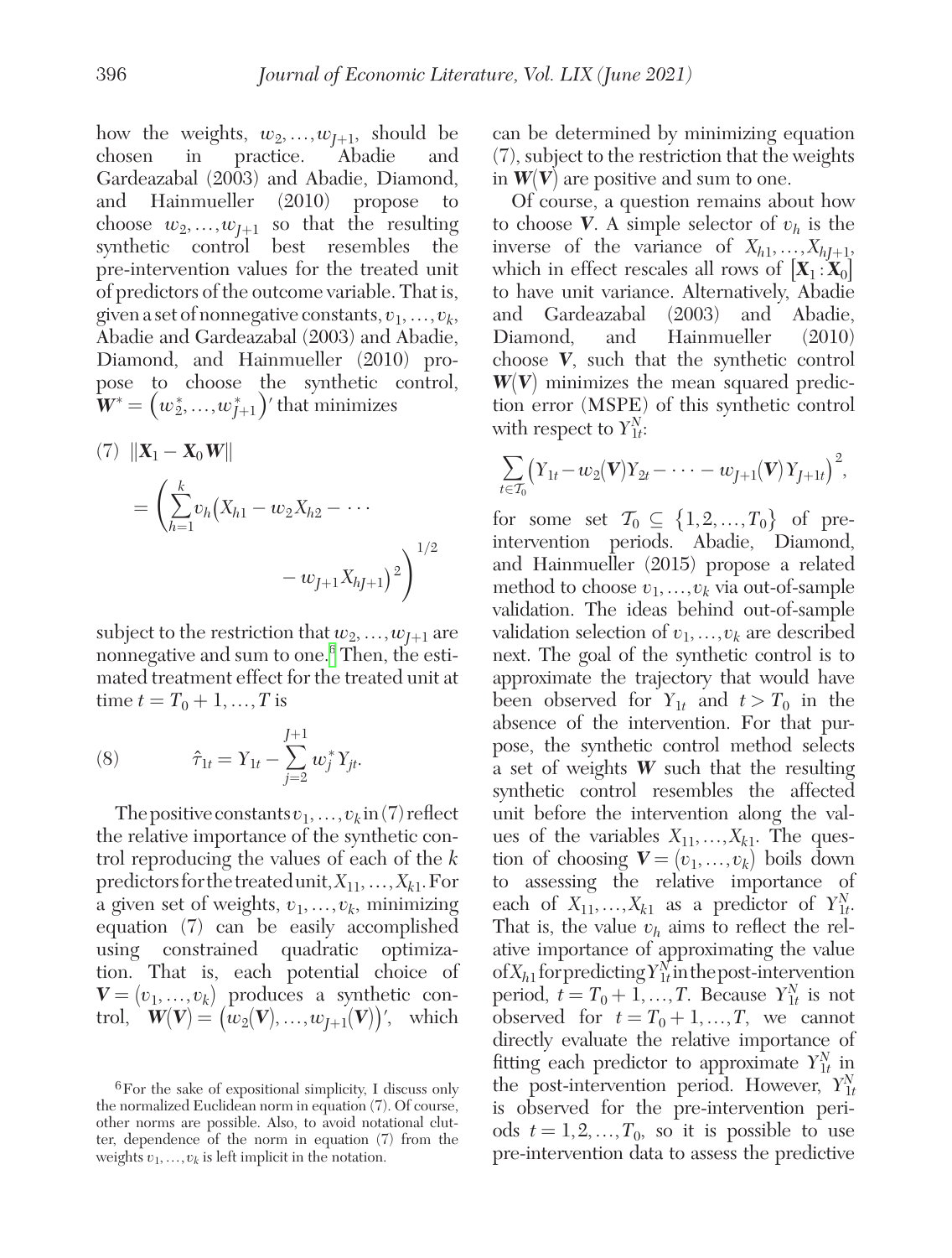how the weights, $w_2, \ldots, w_{J+1}$, should be chosen in practice. Abadie and Gardeazabal (2003) and Abadie, Diamond, and Hainmueller (2010) propose to choose $w_2, \ldots, w_{J+1}$ so that the resulting synthetic control best resembles the pre-intervention values for the treated unit of predictors of the outcome variable. That is, given a set of nonnegative constants, $v_1, \ldots, v_k$, Abadie and Gardeazabal (2003) and Abadie, Diamond, and Hainmueller (2010) propose to choose the synthetic control, $\boldsymbol{W}^* = \left(w_2^*, \ldots, w_{J+1}^*\right)'$ that minimizes

$$
(7) \quad \|\boldsymbol{X}_1 - \boldsymbol{X}_0 \boldsymbol{W}\| = \left( \sum_{h=1}^{k} v_h \left( X_{h1} - w_2 X_{h2} - \cdots - w_{J+1} X_{hJ+1} \right)^2 \right)^{1/2}
$$

subject to the restriction that $w_2, \ldots, w_{J+1}$ are nonnegative and sum to one.[6] Then, the estimated treatment effect for the treated unit at time $t = T_0 + 1, \ldots, T$ is

$$
(8) \qquad \hat{\tau}_{1t} = Y_{1t} - \sum_{j=2}^{J+1} w_j^* Y_{jt}.
$$

The positive constants $v_1, \ldots, v_k$ in (7) reflect the relative importance of the synthetic control reproducing the values of each of the $k$ predictors for the treated unit, $X_{11}, \ldots, X_{k1}$. For a given set of weights, $v_1, \ldots, v_k$, minimizing equation (7) can be easily accomplished using constrained quadratic optimization. That is, each potential choice of $\boldsymbol{V} = (v_1, \ldots, v_k)$ produces a synthetic control, $\boldsymbol{W}(\boldsymbol{V}) = \left(w_2(\boldsymbol{V}), \ldots, w_{J+1}(\boldsymbol{V})\right)'$, which can be determined by minimizing equation (7), subject to the restriction that the weights in $\boldsymbol{W}(\boldsymbol{V})$ are positive and sum to one.

Of course, a question remains about how to choose $\boldsymbol{V}$. A simple selector of $v_h$ is the inverse of the variance of $X_{h1}, \ldots, X_{hJ+1}$, which in effect rescales all rows of $\left[\boldsymbol{X}_1 : \boldsymbol{X}_0\right]$ to have unit variance. Alternatively, Abadie and Gardeazabal (2003) and Abadie, Diamond, and Hainmueller (2010) choose $\boldsymbol{V}$, such that the synthetic control $\boldsymbol{W}(\boldsymbol{V})$ minimizes the mean squared prediction error (MSPE) of this synthetic control with respect to $Y_{1t}^N$:

$$
\sum_{t \in \mathcal{T}_0} \left( Y_{1t} - w_2(\boldsymbol{V}) Y_{2t} - \cdots - w_{J+1}(\boldsymbol{V}) Y_{J+1t} \right)^2,
$$

for some set $\mathcal{T}_0 \subseteq \{1, 2, \ldots, T_0\}$ of pre-intervention periods. Abadie, Diamond, and Hainmueller (2015) propose a related method to choose $v_1, \ldots, v_k$ via out-of-sample validation. The ideas behind out-of-sample validation selection of $v_1, \ldots, v_k$ are described next. The goal of the synthetic control is to approximate the trajectory that would have been observed for $Y_{1t}$ and $t > T_0$ in the absence of the intervention. For that purpose, the synthetic control method selects a set of weights $\boldsymbol{W}$ such that the resulting synthetic control resembles the affected unit before the intervention along the values of the variables $X_{11}, \ldots, X_{k1}$. The question of choosing $\boldsymbol{V} = (v_1, \ldots, v_k)$ boils down to assessing the relative importance of each of $X_{11}, \ldots, X_{k1}$ as a predictor of $Y_{1t}^N$. That is, the value $v_h$ aims to reflect the relative importance of approximating the value of $X_{h1}$ for predicting $Y_{1t}^N$ in the post-intervention period, $t = T_0 + 1, \ldots, T$. Because $Y_{1t}^N$ is not observed for $t = T_0 + 1, \ldots, T$, we cannot directly evaluate the relative importance of fitting each predictor to approximate $Y_{1t}^N$ in the post-intervention period. However, $Y_{1t}^N$ is observed for the pre-intervention periods $t = 1, 2, \ldots, T_0$, so it is possible to use pre-intervention data to assess the predictive

[6] For the sake of expositional simplicity, I discuss only the normalized Euclidean norm in equation (7). Of course, other norms are possible. Also, to avoid notational clutter, dependence of the norm in equation (7) from the weights $v_1, \ldots, v_k$ is left implicit in the notation.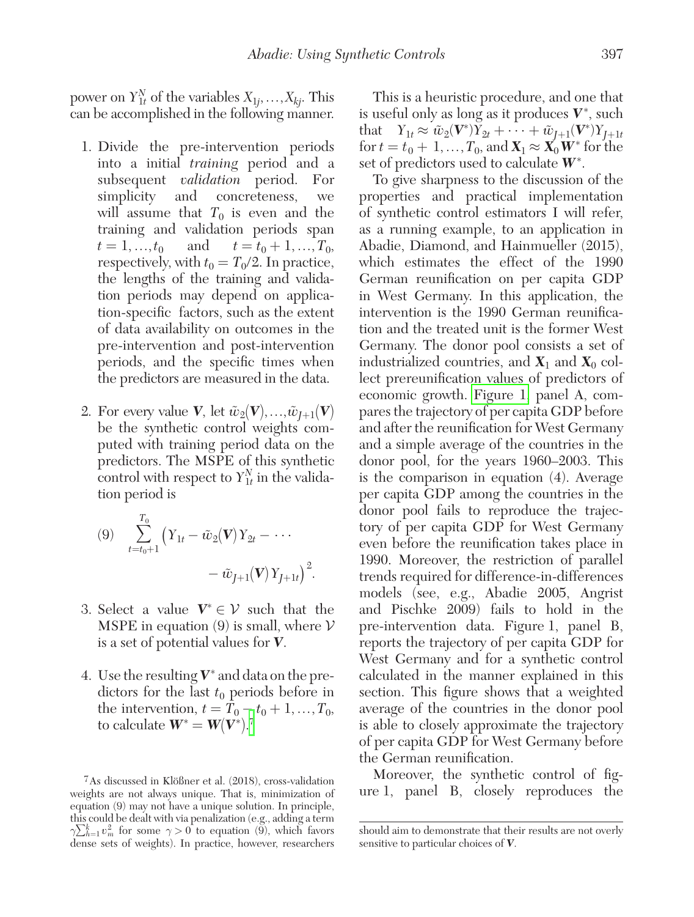power on $Y_{1t}^N$ of the variables $X_{1j}, \ldots, X_{kj}$. This can be accomplished in the following manner.

1. Divide the pre-intervention periods into a initial *training* period and a subsequent *validation* period. For simplicity and concreteness, we will assume that $T_0$ is even and the training and validation periods span $t = 1, \ldots, t_0$ and $t = t_0 + 1, \ldots, T_0$, respectively, with $t_0 = T_0/2$. In practice, the lengths of the training and validation periods may depend on application-specific factors, such as the extent of data availability on outcomes in the pre-intervention and post-intervention periods, and the specific times when the predictors are measured in the data.

2. For every value $\boldsymbol{V}$, let $\tilde{w}_2(\boldsymbol{V}), \ldots, \tilde{w}_{J+1}(\boldsymbol{V})$ be the synthetic control weights computed with training period data on the predictors. The MSPE of this synthetic control with respect to $Y_{1t}^N$ in the validation period is

$$(9) \quad \sum_{t=t_0+1}^{T_0} \big(Y_{1t} - \tilde{w}_2(\boldsymbol{V})Y_{2t} - \cdots - \tilde{w}_{J+1}(\boldsymbol{V})Y_{J+1t}\big)^2.$$

3. Select a value $\boldsymbol{V}^* \in \mathcal{V}$ such that the MSPE in equation (9) is small, where $\mathcal{V}$ is a set of potential values for $\boldsymbol{V}$.

4. Use the resulting $\boldsymbol{V}^*$ and data on the predictors for the last $t_0$ periods before in the intervention, $t = T_0 - t_0 + 1, \ldots, T_0$, to calculate $\boldsymbol{W}^* = \boldsymbol{W}(\boldsymbol{V}^*)$.[7]

This is a heuristic procedure, and one that is useful only as long as it produces $\boldsymbol{V}^*$, such that $Y_{1t} \approx \tilde{w}_2(\boldsymbol{V}^*)Y_{2t} + \cdots + \tilde{w}_{J+1}(\boldsymbol{V}^*)Y_{J+1t}$ for $t = t_0 + 1, \ldots, T_0$, and $\boldsymbol{X}_1 \approx \boldsymbol{X}_0 \boldsymbol{W}^*$ for the set of predictors used to calculate $\boldsymbol{W}^*$.

To give sharpness to the discussion of the properties and practical implementation of synthetic control estimators I will refer, as a running example, to an application in Abadie, Diamond, and Hainmueller (2015), which estimates the effect of the 1990 German reunification on per capita GDP in West Germany. In this application, the intervention is the 1990 German reunification and the treated unit is the former West Germany. The donor pool consists a set of industrialized countries, and $\boldsymbol{X}_1$ and $\boldsymbol{X}_0$ collect prereunification values of predictors of economic growth. Figure 1, panel A, compares the trajectory of per capita GDP before and after the reunification for West Germany and a simple average of the countries in the donor pool, for the years 1960–2003. This is the comparison in equation (4). Average per capita GDP among the countries in the donor pool fails to reproduce the trajectory of per capita GDP for West Germany even before the reunification takes place in 1990. Moreover, the restriction of parallel trends required for difference-in-differences models (see, e.g., Abadie 2005, Angrist and Pischke 2009) fails to hold in the pre-intervention data. Figure 1, panel B, reports the trajectory of per capita GDP for West Germany and for a synthetic control calculated in the manner explained in this section. This figure shows that a weighted average of the countries in the donor pool is able to closely approximate the trajectory of per capita GDP for West Germany before the German reunification.

Moreover, the synthetic control of figure 1, panel B, closely reproduces the

[7] As discussed in Klößner et al. (2018), cross-validation weights are not always unique. That is, minimization of equation (9) may not have a unique solution. In principle, this could be dealt with via penalization (e.g., adding a term $\gamma \sum_{h=1}^{k} v_m^2$ for some $\gamma > 0$ to equation (9), which favors dense sets of weights). In practice, however, researchers should aim to demonstrate that their results are not overly sensitive to particular choices of $\boldsymbol{V}$.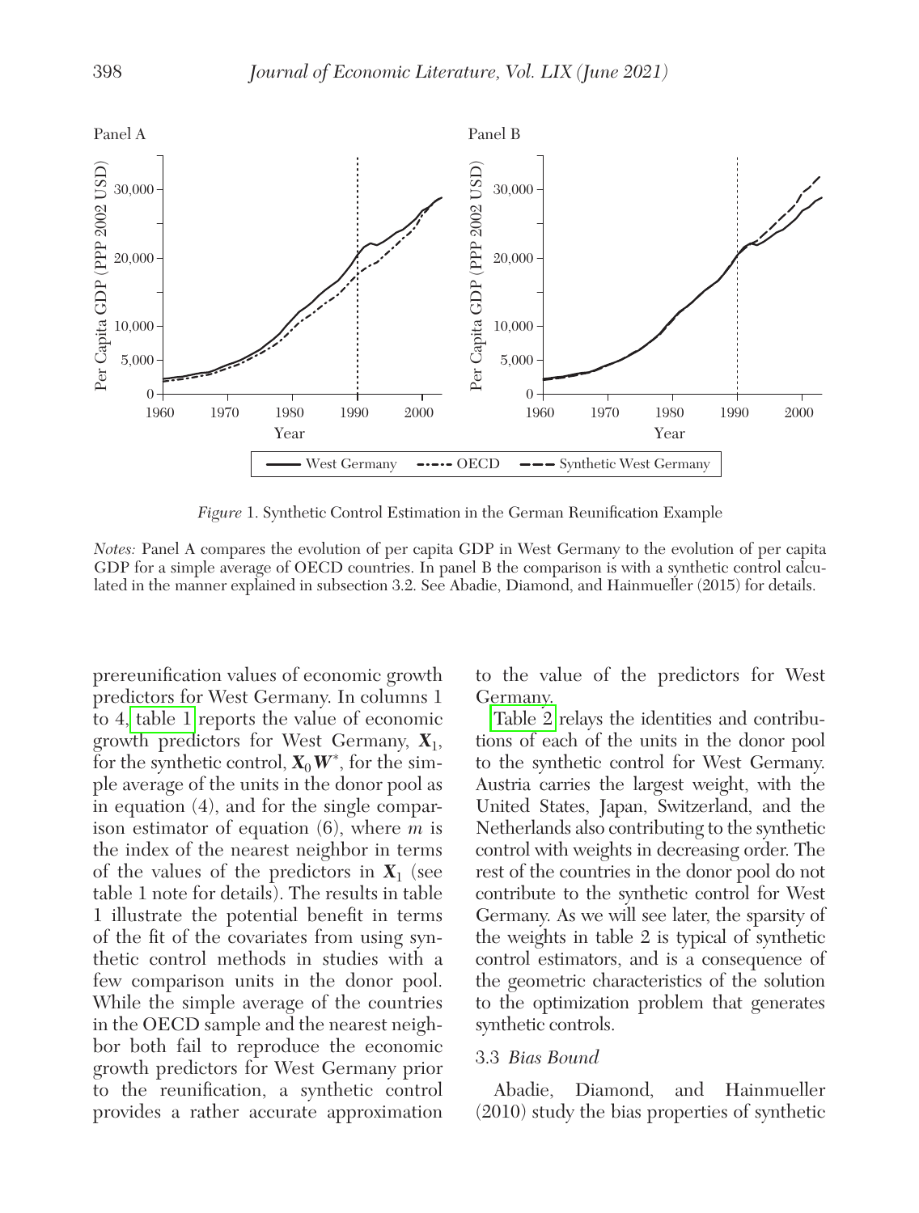*Figure* 1. Synthetic Control Estimation in the German Reunification Example

*Notes:* Panel A compares the evolution of per capita GDP in West Germany to the evolution of per capita GDP for a simple average of OECD countries. In panel B the comparison is with a synthetic control calculated in the manner explained in subsection 3.2. See Abadie, Diamond, and Hainmueller (2015) for details.

prereunification values of economic growth predictors for West Germany. In columns 1 to 4, table 1 reports the value of economic growth predictors for West Germany, $\mathbf{X}_1$, for the synthetic control, $\mathbf{X}_0 \mathbf{W}^*$, for the simple average of the units in the donor pool as in equation (4), and for the single comparison estimator of equation (6), where $m$ is the index of the nearest neighbor in terms of the values of the predictors in $\mathbf{X}_1$ (see table 1 note for details). The results in table 1 illustrate the potential benefit in terms of the fit of the covariates from using synthetic control methods in studies with a few comparison units in the donor pool. While the simple average of the countries in the OECD sample and the nearest neighbor both fail to reproduce the economic growth predictors for West Germany prior to the reunification, a synthetic control provides a rather accurate approximation to the value of the predictors for West Germany.

Table 2 relays the identities and contributions of each of the units in the donor pool to the synthetic control for West Germany. Austria carries the largest weight, with the United States, Japan, Switzerland, and the Netherlands also contributing to the synthetic control with weights in decreasing order. The rest of the countries in the donor pool do not contribute to the synthetic control for West Germany. As we will see later, the sparsity of the weights in table 2 is typical of synthetic control estimators, and is a consequence of the geometric characteristics of the solution to the optimization problem that generates synthetic controls.

### 3.3 *Bias Bound*

Abadie, Diamond, and Hainmueller (2010) study the bias properties of synthetic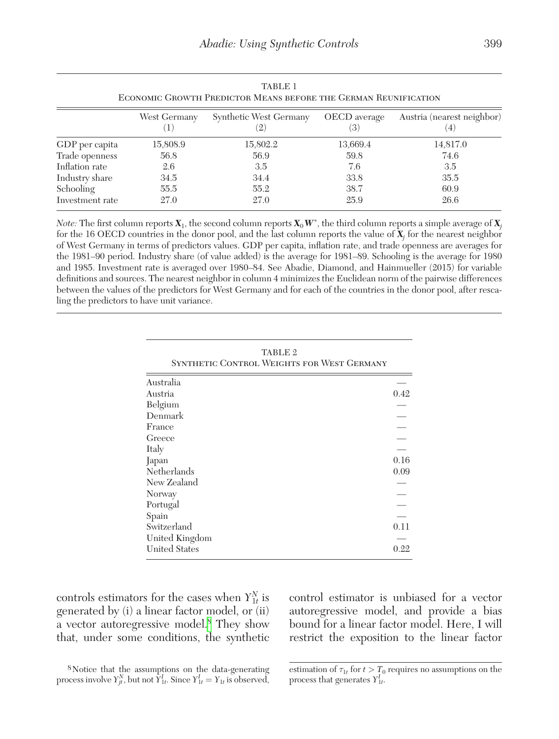TABLE 1
ECONOMIC GROWTH PREDICTOR MEANS BEFORE THE GERMAN REUNIFICATION

| | West Germany (1) | Synthetic West Germany (2) | OECD average (3) | Austria (nearest neighbor) (4) |
|---|---|---|---|---|
| GDP per capita | 15,808.9 | 15,802.2 | 13,669.4 | 14,817.0 |
| Trade openness | 56.8 | 56.9 | 59.8 | 74.6 |
| Inflation rate | 2.6 | 3.5 | 7.6 | 3.5 |
| Industry share | 34.5 | 34.4 | 33.8 | 35.5 |
| Schooling | 55.5 | 55.2 | 38.7 | 60.9 |
| Investment rate | 27.0 | 27.0 | 25.9 | 26.6 |

*Note:* The first column reports $\mathbf{X}_1$, the second column reports $\mathbf{X}_0 \boldsymbol{W}^*$, the third column reports a simple average of $\boldsymbol{X}_j$ for the 16 OECD countries in the donor pool, and the last column reports the value of $\mathbf{X}_j$ for the nearest neighbor of West Germany in terms of predictors values. GDP per capita, inflation rate, and trade openness are averages for the 1981–90 period. Industry share (of value added) is the average for 1981–89. Schooling is the average for 1980 and 1985. Investment rate is averaged over 1980–84. See Abadie, Diamond, and Hainmueller (2015) for variable definitions and sources. The nearest neighbor in column 4 minimizes the Euclidean norm of the pairwise differences between the values of the predictors for West Germany and for each of the countries in the donor pool, after rescaling the predictors to have unit variance.

TABLE 2
SYNTHETIC CONTROL WEIGHTS FOR WEST GERMANY

| | |
|---|---|
| Australia | — |
| Austria | 0.42 |
| Belgium | — |
| Denmark | — |
| France | — |
| Greece | — |
| Italy | — |
| Japan | 0.16 |
| Netherlands | 0.09 |
| New Zealand | — |
| Norway | — |
| Portugal | — |
| Spain | — |
| Switzerland | 0.11 |
| United Kingdom | — |
| United States | 0.22 |

controls estimators for the cases when $Y_{1t}^N$ is generated by (i) a linear factor model, or (ii) a vector autoregressive model.[8] They show that, under some conditions, the synthetic control estimator is unbiased for a vector autoregressive model, and provide a bias bound for a linear factor model. Here, I will restrict the exposition to the linear factor

[8] Notice that the assumptions on the data-generating process involve $Y_{jt}^N$, but not $Y_{1t}^I$. Since $Y_{1t}^I = Y_{1t}$ is observed, estimation of $\tau_{1t}$ for $t > T_0$ requires no assumptions on the process that generates $Y_{1t}^I$.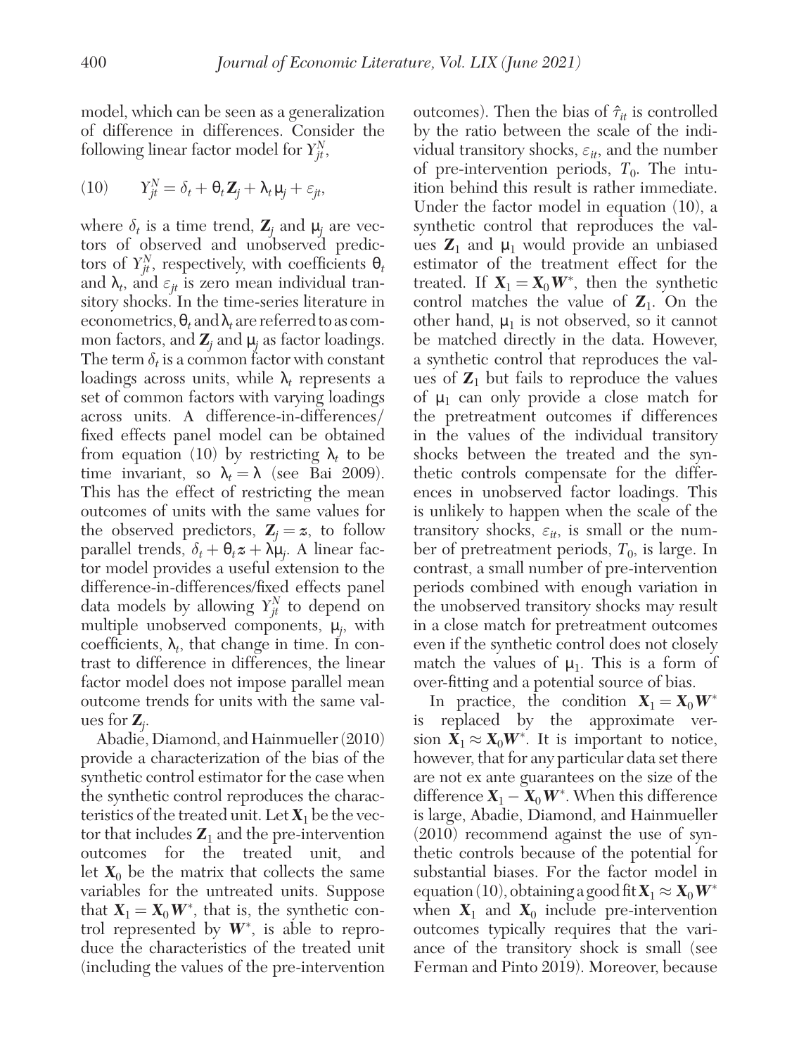model, which can be seen as a generalization of difference in differences. Consider the following linear factor model for $Y_{jt}^N$,

$$(10) \qquad Y_{jt}^N = \delta_t + \theta_t \mathbf{Z}_j + \lambda_t \mu_j + \varepsilon_{jt},$$

where $\delta_t$ is a time trend, $\mathbf{Z}_j$ and $\mu_j$ are vectors of observed and unobserved predictors of $Y_{jt}^N$, respectively, with coefficients $\theta_t$ and $\lambda_t$, and $\varepsilon_{jt}$ is zero mean individual transitory shocks. In the time-series literature in econometrics, $\theta_t$ and $\lambda_t$ are referred to as common factors, and $\mathbf{Z}_j$ and $\mu_j$ as factor loadings. The term $\delta_t$ is a common factor with constant loadings across units, while $\lambda_t$ represents a set of common factors with varying loadings across units. A difference-in-differences/fixed effects panel model can be obtained from equation (10) by restricting $\lambda_t$ to be time invariant, so $\lambda_t = \lambda$ (see Bai 2009). This has the effect of restricting the mean outcomes of units with the same values for the observed predictors, $\mathbf{Z}_j = \boldsymbol{z}$, to follow parallel trends, $\delta_t + \theta_t \boldsymbol{z} + \lambda \mu_j$. A linear factor model provides a useful extension to the difference-in-differences/fixed effects panel data models by allowing $Y_{jt}^N$ to depend on multiple unobserved components, $\mu_j$, with coefficients, $\lambda_t$, that change in time. In contrast to difference in differences, the linear factor model does not impose parallel mean outcome trends for units with the same values for $\mathbf{Z}_j$.

Abadie, Diamond, and Hainmueller (2010) provide a characterization of the bias of the synthetic control estimator for the case when the synthetic control reproduces the characteristics of the treated unit. Let $\mathbf{X}_1$ be the vector that includes $\mathbf{Z}_1$ and the pre-intervention outcomes for the treated unit, and let $\mathbf{X}_0$ be the matrix that collects the same variables for the untreated units. Suppose that $\mathbf{X}_1 = \mathbf{X}_0 \mathbf{W}^*$, that is, the synthetic control represented by $\mathbf{W}^*$, is able to reproduce the characteristics of the treated unit (including the values of the pre-intervention outcomes). Then the bias of $\hat{\tau}_{it}$ is controlled by the ratio between the scale of the individual transitory shocks, $\varepsilon_{it}$, and the number of pre-intervention periods, $T_0$. The intuition behind this result is rather immediate. Under the factor model in equation (10), a synthetic control that reproduces the values $\mathbf{Z}_1$ and $\mu_1$ would provide an unbiased estimator of the treatment effect for the treated. If $\mathbf{X}_1 = \mathbf{X}_0 \mathbf{W}^*$, then the synthetic control matches the value of $\mathbf{Z}_1$. On the other hand, $\mu_1$ is not observed, so it cannot be matched directly in the data. However, a synthetic control that reproduces the values of $\mathbf{Z}_1$ but fails to reproduce the values of $\mu_1$ can only provide a close match for the pretreatment outcomes if differences in the values of the individual transitory shocks between the treated and the synthetic controls compensate for the differences in unobserved factor loadings. This is unlikely to happen when the scale of the transitory shocks, $\varepsilon_{it}$, is small or the number of pretreatment periods, $T_0$, is large. In contrast, a small number of pre-intervention periods combined with enough variation in the unobserved transitory shocks may result in a close match for pretreatment outcomes even if the synthetic control does not closely match the values of $\mu_1$. This is a form of over-fitting and a potential source of bias.

In practice, the condition $\mathbf{X}_1 = \mathbf{X}_0 \mathbf{W}^*$ is replaced by the approximate version $\mathbf{X}_1 \approx \mathbf{X}_0 \mathbf{W}^*$. It is important to notice, however, that for any particular data set there are not ex ante guarantees on the size of the difference $\mathbf{X}_1 - \mathbf{X}_0 \mathbf{W}^*$. When this difference is large, Abadie, Diamond, and Hainmueller (2010) recommend against the use of synthetic controls because of the potential for substantial biases. For the factor model in equation (10), obtaining a good fit $\mathbf{X}_1 \approx \mathbf{X}_0 \mathbf{W}^*$ when $\mathbf{X}_1$ and $\mathbf{X}_0$ include pre-intervention outcomes typically requires that the variance of the transitory shock is small (see Ferman and Pinto 2019). Moreover, because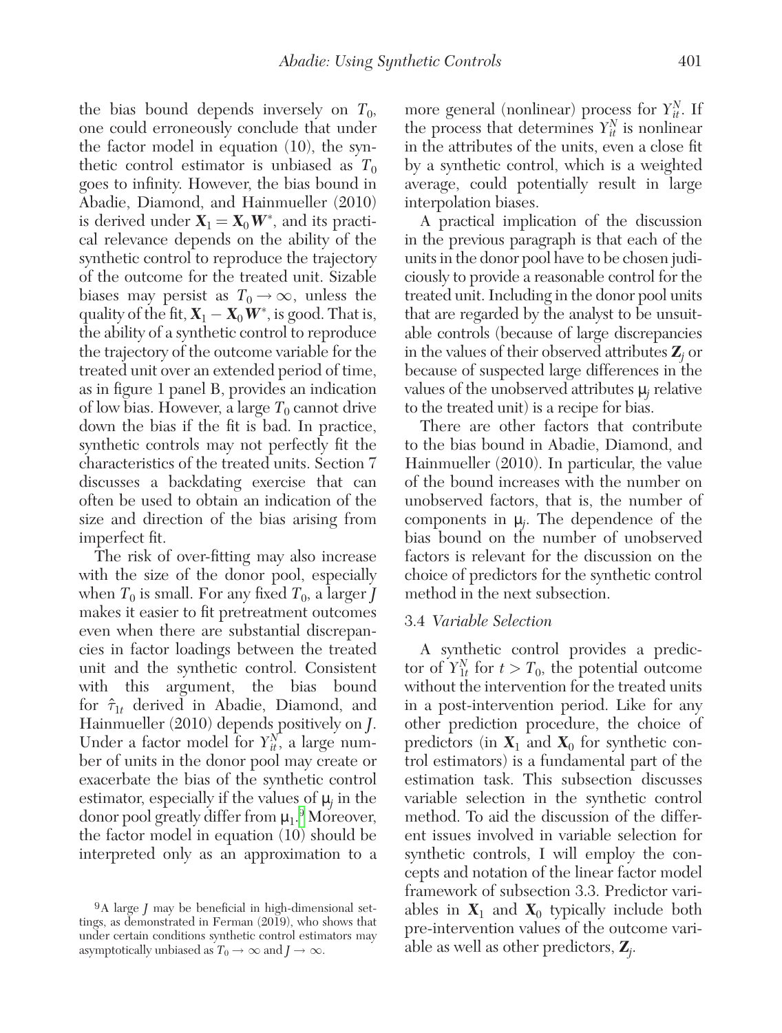the bias bound depends inversely on $T_0$, one could erroneously conclude that under the factor model in equation (10), the synthetic control estimator is unbiased as $T_0$ goes to infinity. However, the bias bound in Abadie, Diamond, and Hainmueller (2010) is derived under $\mathbf{X}_1 = \mathbf{X}_0 \boldsymbol{W}^*$, and its practical relevance depends on the ability of the synthetic control to reproduce the trajectory of the outcome for the treated unit. Sizable biases may persist as $T_0 \to \infty$, unless the quality of the fit, $\mathbf{X}_1 - \mathbf{X}_0 \boldsymbol{W}^*$, is good. That is, the ability of a synthetic control to reproduce the trajectory of the outcome variable for the treated unit over an extended period of time, as in figure 1 panel B, provides an indication of low bias. However, a large $T_0$ cannot drive down the bias if the fit is bad. In practice, synthetic controls may not perfectly fit the characteristics of the treated units. Section 7 discusses a backdating exercise that can often be used to obtain an indication of the size and direction of the bias arising from imperfect fit.

The risk of over-fitting may also increase with the size of the donor pool, especially when $T_0$ is small. For any fixed $T_0$, a larger $J$ makes it easier to fit pretreatment outcomes even when there are substantial discrepancies in factor loadings between the treated unit and the synthetic control. Consistent with this argument, the bias bound for $\hat{\tau}_{1t}$ derived in Abadie, Diamond, and Hainmueller (2010) depends positively on $J$. Under a factor model for $Y_{it}^N$, a large number of units in the donor pool may create or exacerbate the bias of the synthetic control estimator, especially if the values of $\mu_j$ in the donor pool greatly differ from $\mu_1$.[9] Moreover, the factor model in equation (10) should be interpreted only as an approximation to a more general (nonlinear) process for $Y_{it}^N$. If the process that determines $Y_{it}^N$ is nonlinear in the attributes of the units, even a close fit by a synthetic control, which is a weighted average, could potentially result in large interpolation biases.

A practical implication of the discussion in the previous paragraph is that each of the units in the donor pool have to be chosen judiciously to provide a reasonable control for the treated unit. Including in the donor pool units that are regarded by the analyst to be unsuitable controls (because of large discrepancies in the values of their observed attributes $\mathbf{Z}_j$ or because of suspected large differences in the values of the unobserved attributes $\mu_j$ relative to the treated unit) is a recipe for bias.

There are other factors that contribute to the bias bound in Abadie, Diamond, and Hainmueller (2010). In particular, the value of the bound increases with the number on unobserved factors, that is, the number of components in $\mu_j$. The dependence of the bias bound on the number of unobserved factors is relevant for the discussion on the choice of predictors for the synthetic control method in the next subsection.

### 3.4 *Variable Selection*

A synthetic control provides a predictor of $Y_{1t}^N$ for $t > T_0$, the potential outcome without the intervention for the treated units in a post-intervention period. Like for any other prediction procedure, the choice of predictors (in $\mathbf{X}_1$ and $\mathbf{X}_0$ for synthetic control estimators) is a fundamental part of the estimation task. This subsection discusses variable selection in the synthetic control method. To aid the discussion of the different issues involved in variable selection for synthetic controls, I will employ the concepts and notation of the linear factor model framework of subsection 3.3. Predictor variables in $\mathbf{X}_1$ and $\mathbf{X}_0$ typically include both pre-intervention values of the outcome variable as well as other predictors, $\mathbf{Z}_j$.

[9] A large $J$ may be beneficial in high-dimensional settings, as demonstrated in Ferman (2019), who shows that under certain conditions synthetic control estimators may asymptotically unbiased as $T_0 \to \infty$ and $J \to \infty$.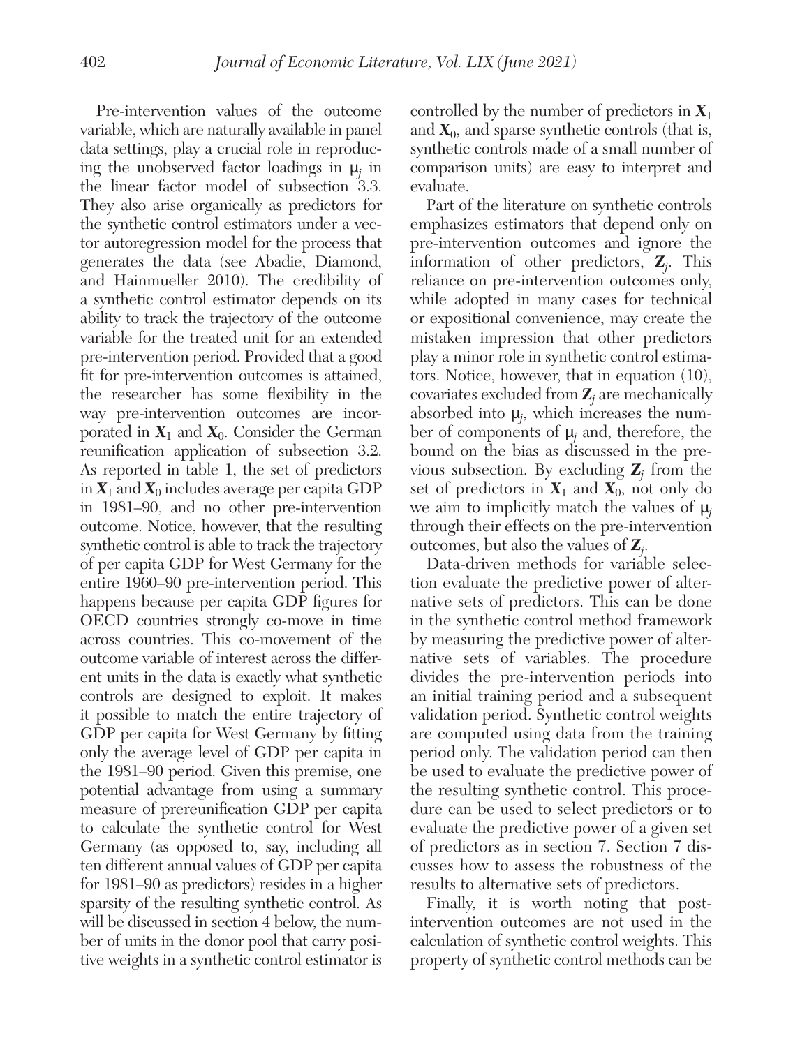Pre-intervention values of the outcome variable, which are naturally available in panel data settings, play a crucial role in reproducing the unobserved factor loadings in $\mu_j$ in the linear factor model of subsection 3.3. They also arise organically as predictors for the synthetic control estimators under a vector autoregression model for the process that generates the data (see Abadie, Diamond, and Hainmueller 2010). The credibility of a synthetic control estimator depends on its ability to track the trajectory of the outcome variable for the treated unit for an extended pre-intervention period. Provided that a good fit for pre-intervention outcomes is attained, the researcher has some flexibility in the way pre-intervention outcomes are incorporated in $\mathbf{X}_1$ and $\mathbf{X}_0$. Consider the German reunification application of subsection 3.2. As reported in table 1, the set of predictors in $\mathbf{X}_1$ and $\mathbf{X}_0$ includes average per capita GDP in 1981–90, and no other pre-intervention outcome. Notice, however, that the resulting synthetic control is able to track the trajectory of per capita GDP for West Germany for the entire 1960–90 pre-intervention period. This happens because per capita GDP figures for OECD countries strongly co-move in time across countries. This co-movement of the outcome variable of interest across the different units in the data is exactly what synthetic controls are designed to exploit. It makes it possible to match the entire trajectory of GDP per capita for West Germany by fitting only the average level of GDP per capita in the 1981–90 period. Given this premise, one potential advantage from using a summary measure of prereunification GDP per capita to calculate the synthetic control for West Germany (as opposed to, say, including all ten different annual values of GDP per capita for 1981–90 as predictors) resides in a higher sparsity of the resulting synthetic control. As will be discussed in section 4 below, the number of units in the donor pool that carry positive weights in a synthetic control estimator is controlled by the number of predictors in $\mathbf{X}_1$ and $\mathbf{X}_0$, and sparse synthetic controls (that is, synthetic controls made of a small number of comparison units) are easy to interpret and evaluate.

Part of the literature on synthetic controls emphasizes estimators that depend only on pre-intervention outcomes and ignore the information of other predictors, $\mathbf{Z}_j$. This reliance on pre-intervention outcomes only, while adopted in many cases for technical or expositional convenience, may create the mistaken impression that other predictors play a minor role in synthetic control estimators. Notice, however, that in equation (10), covariates excluded from $\mathbf{Z}_j$ are mechanically absorbed into $\mu_j$, which increases the number of components of $\mu_j$ and, therefore, the bound on the bias as discussed in the previous subsection. By excluding $\mathbf{Z}_j$ from the set of predictors in $\mathbf{X}_1$ and $\mathbf{X}_0$, not only do we aim to implicitly match the values of $\mu_j$ through their effects on the pre-intervention outcomes, but also the values of $\mathbf{Z}_j$.

Data-driven methods for variable selection evaluate the predictive power of alternative sets of predictors. This can be done in the synthetic control method framework by measuring the predictive power of alternative sets of variables. The procedure divides the pre-intervention periods into an initial training period and a subsequent validation period. Synthetic control weights are computed using data from the training period only. The validation period can then be used to evaluate the predictive power of the resulting synthetic control. This procedure can be used to select predictors or to evaluate the predictive power of a given set of predictors as in section 7. Section 7 discusses how to assess the robustness of the results to alternative sets of predictors.

Finally, it is worth noting that post-intervention outcomes are not used in the calculation of synthetic control weights. This property of synthetic control methods can be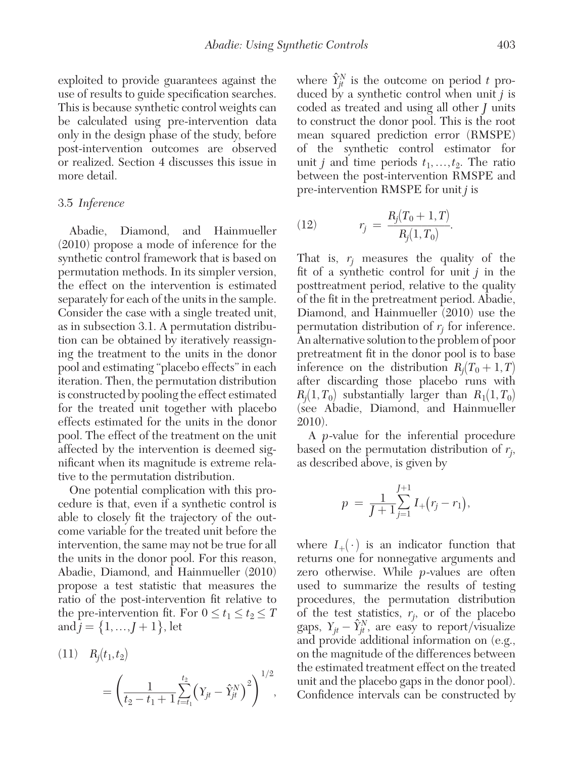exploited to provide guarantees against the use of results to guide specification searches. This is because synthetic control weights can be calculated using pre-intervention data only in the design phase of the study, before post-intervention outcomes are observed or realized. Section 4 discusses this issue in more detail.

### 3.5 *Inference*

Abadie, Diamond, and Hainmueller (2010) propose a mode of inference for the synthetic control framework that is based on permutation methods. In its simpler version, the effect on the intervention is estimated separately for each of the units in the sample. Consider the case with a single treated unit, as in subsection 3.1. A permutation distribution can be obtained by iteratively reassigning the treatment to the units in the donor pool and estimating "placebo effects" in each iteration. Then, the permutation distribution is constructed by pooling the effect estimated for the treated unit together with placebo effects estimated for the units in the donor pool. The effect of the treatment on the unit affected by the intervention is deemed significant when its magnitude is extreme relative to the permutation distribution.

One potential complication with this procedure is that, even if a synthetic control is able to closely fit the trajectory of the outcome variable for the treated unit before the intervention, the same may not be true for all the units in the donor pool. For this reason, Abadie, Diamond, and Hainmueller (2010) propose a test statistic that measures the ratio of the post-intervention fit relative to the pre-intervention fit. For $0 \leq t_1 \leq t_2 \leq T$ and $j = \{1, \ldots, J+1\}$, let

$$R_j(t_1, t_2) = \left( \frac{1}{t_2 - t_1 + 1} \sum_{t=t_1}^{t_2} \left( Y_{jt} - \hat{Y}_{jt}^N \right)^2 \right)^{1/2}, \tag{11}$$

where $\hat{Y}_{jt}^N$ is the outcome on period $t$ produced by a synthetic control when unit $j$ is coded as treated and using all other $J$ units to construct the donor pool. This is the root mean squared prediction error (RMSPE) of the synthetic control estimator for unit $j$ and time periods $t_1, \ldots, t_2$. The ratio between the post-intervention RMSPE and pre-intervention RMSPE for unit $j$ is

$$r_j = \frac{R_j(T_0 + 1, T)}{R_j(1, T_0)}. \tag{12}$$

That is, $r_j$ measures the quality of the fit of a synthetic control for unit $j$ in the posttreatment period, relative to the quality of the fit in the pretreatment period. Abadie, Diamond, and Hainmueller (2010) use the permutation distribution of $r_j$ for inference. An alternative solution to the problem of poor pretreatment fit in the donor pool is to base inference on the distribution $R_j(T_0 + 1, T)$ after discarding those placebo runs with $R_j(1, T_0)$ substantially larger than $R_1(1, T_0)$ (see Abadie, Diamond, and Hainmueller 2010).

A $p$-value for the inferential procedure based on the permutation distribution of $r_j$, as described above, is given by

$$p = \frac{1}{J+1} \sum_{j=1}^{J+1} I_+\left(r_j - r_1\right),$$

where $I_+(\cdot)$ is an indicator function that returns one for nonnegative arguments and zero otherwise. While $p$-values are often used to summarize the results of testing procedures, the permutation distribution of the test statistics, $r_j$, or of the placebo gaps, $Y_{jt} - \hat{Y}_{jt}^N$, are easy to report/visualize and provide additional information on (e.g., on the magnitude of the differences between the estimated treatment effect on the treated unit and the placebo gaps in the donor pool). Confidence intervals can be constructed by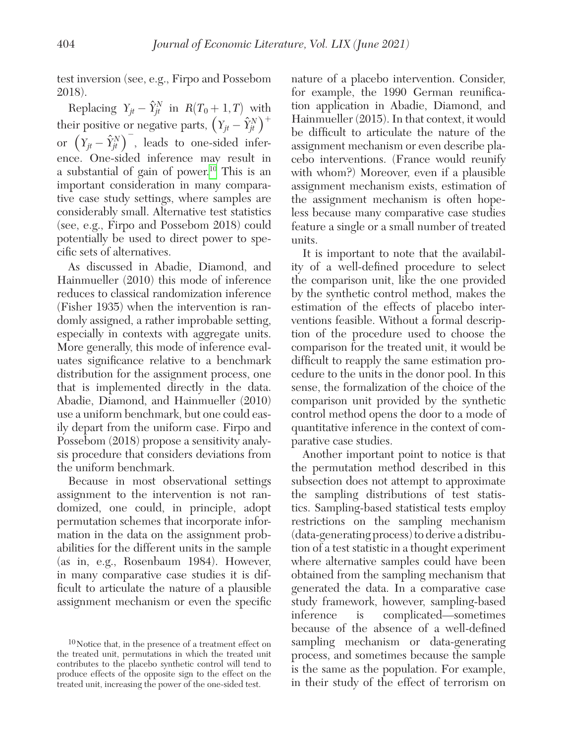test inversion (see, e.g., Firpo and Possebom 2018).

Replacing $Y_{jt} - \hat{Y}_{jt}^N$ in $R(T_0+1,T)$ with their positive or negative parts, $\left(Y_{jt} - \hat{Y}_{jt}^N\right)^+$ or $\left(Y_{jt} - \hat{Y}_{jt}^N\right)^-$, leads to one-sided inference. One-sided inference may result in a substantial of gain of power.[10] This is an important consideration in many comparative case study settings, where samples are considerably small. Alternative test statistics (see, e.g., Firpo and Possebom 2018) could potentially be used to direct power to specific sets of alternatives.

As discussed in Abadie, Diamond, and Hainmueller (2010) this mode of inference reduces to classical randomization inference (Fisher 1935) when the intervention is randomly assigned, a rather improbable setting, especially in contexts with aggregate units. More generally, this mode of inference evaluates significance relative to a benchmark distribution for the assignment process, one that is implemented directly in the data. Abadie, Diamond, and Hainmueller (2010) use a uniform benchmark, but one could easily depart from the uniform case. Firpo and Possebom (2018) propose a sensitivity analysis procedure that considers deviations from the uniform benchmark.

Because in most observational settings assignment to the intervention is not randomized, one could, in principle, adopt permutation schemes that incorporate information in the data on the assignment probabilities for the different units in the sample (as in, e.g., Rosenbaum 1984). However, in many comparative case studies it is difficult to articulate the nature of a plausible assignment mechanism or even the specific nature of a placebo intervention. Consider, for example, the 1990 German reunification application in Abadie, Diamond, and Hainmueller (2015). In that context, it would be difficult to articulate the nature of the assignment mechanism or even describe placebo interventions. (France would reunify with whom?) Moreover, even if a plausible assignment mechanism exists, estimation of the assignment mechanism is often hopeless because many comparative case studies feature a single or a small number of treated units.

It is important to note that the availability of a well-defined procedure to select the comparison unit, like the one provided by the synthetic control method, makes the estimation of the effects of placebo interventions feasible. Without a formal description of the procedure used to choose the comparison for the treated unit, it would be difficult to reapply the same estimation procedure to the units in the donor pool. In this sense, the formalization of the choice of the comparison unit provided by the synthetic control method opens the door to a mode of quantitative inference in the context of comparative case studies.

Another important point to notice is that the permutation method described in this subsection does not attempt to approximate the sampling distributions of test statistics. Sampling-based statistical tests employ restrictions on the sampling mechanism (data-generating process) to derive a distribution of a test statistic in a thought experiment where alternative samples could have been obtained from the sampling mechanism that generated the data. In a comparative case study framework, however, sampling-based inference is complicated—sometimes because of the absence of a well-defined sampling mechanism or data-generating process, and sometimes because the sample is the same as the population. For example, in their study of the effect of terrorism on

[10] Notice that, in the presence of a treatment effect on the treated unit, permutations in which the treated unit contributes to the placebo synthetic control will tend to produce effects of the opposite sign to the effect on the treated unit, increasing the power of the one-sided test.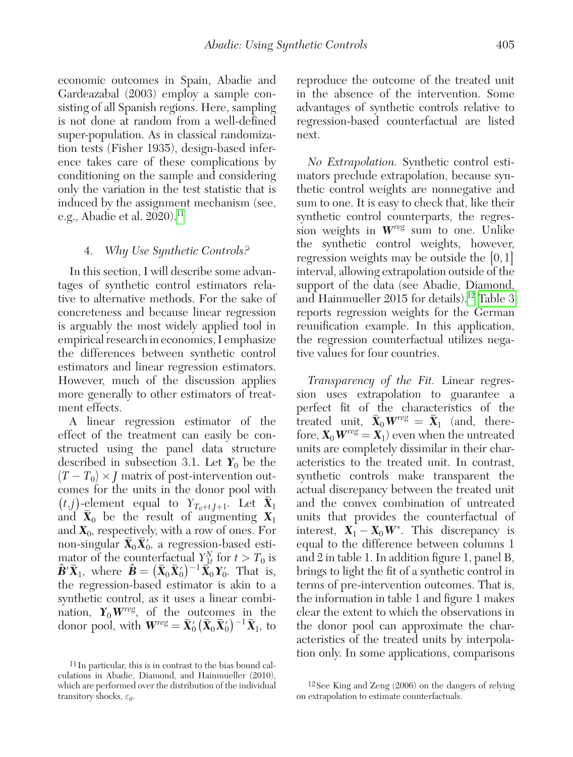economic outcomes in Spain, Abadie and Gardeazabal (2003) employ a sample consisting of all Spanish regions. Here, sampling is not done at random from a well-defined super-population. As in classical randomization tests (Fisher 1935), design-based inference takes care of these complications by conditioning on the sample and considering only the variation in the test statistic that is induced by the assignment mechanism (see, e.g., Abadie et al. 2020).[11]

## 4. *Why Use Synthetic Controls?*

In this section, I will describe some advantages of synthetic control estimators relative to alternative methods. For the sake of concreteness and because linear regression is arguably the most widely applied tool in empirical research in economics, I emphasize the differences between synthetic control estimators and linear regression estimators. However, much of the discussion applies more generally to other estimators of treatment effects.

A linear regression estimator of the effect of the treatment can easily be constructed using the panel data structure described in subsection 3.1. Let $\boldsymbol{Y}_0$ be the $(T - T_0) \times J$ matrix of post-intervention outcomes for the units in the donor pool with $(t,j)$-element equal to $Y_{T_0+t,J+1}$. Let $\bar{\boldsymbol{X}}_1$ and $\bar{\boldsymbol{X}}_0$ be the result of augmenting $\boldsymbol{X}_1$ and $\boldsymbol{X}_0$, respectively, with a row of ones. For non-singular $\bar{\boldsymbol{X}}_0 \bar{\boldsymbol{X}}_0'$, a regression-based estimator of the counterfactual $Y_{1t}^N$ for $t > T_0$ is $\hat{\boldsymbol{B}}' \bar{\boldsymbol{X}}_1$, where $\hat{\boldsymbol{B}} = \left(\bar{\boldsymbol{X}}_0 \bar{\boldsymbol{X}}_0'\right)^{-1} \bar{\boldsymbol{X}}_0 \boldsymbol{Y}_0'$. That is, the regression-based estimator is akin to a synthetic control, as it uses a linear combination, $\boldsymbol{Y}_0 \boldsymbol{W}^{reg}$, of the outcomes in the donor pool, with $\boldsymbol{W}^{reg} = \bar{\boldsymbol{X}}_0' \left(\bar{\boldsymbol{X}}_0 \bar{\boldsymbol{X}}_0'\right)^{-1} \bar{\boldsymbol{X}}_1$, to reproduce the outcome of the treated unit in the absence of the intervention. Some advantages of synthetic controls relative to regression-based counterfactual are listed next.

*No Extrapolation.* Synthetic control estimators preclude extrapolation, because synthetic control weights are nonnegative and sum to one. It is easy to check that, like their synthetic control counterparts, the regression weights in $\boldsymbol{W}^{reg}$ sum to one. Unlike the synthetic control weights, however, regression weights may be outside the $[0,1]$ interval, allowing extrapolation outside of the support of the data (see Abadie, Diamond, and Hainmueller 2015 for details).[12] Table 3 reports regression weights for the German reunification example. In this application, the regression counterfactual utilizes negative values for four countries.

*Transparency of the Fit.* Linear regression uses extrapolation to guarantee a perfect fit of the characteristics of the treated unit, $\bar{\boldsymbol{X}}_0 \boldsymbol{W}^{reg} = \bar{\boldsymbol{X}}_1$ (and, therefore, $\boldsymbol{X}_0 \boldsymbol{W}^{reg} = \boldsymbol{X}_1$) even when the untreated units are completely dissimilar in their characteristics to the treated unit. In contrast, synthetic controls make transparent the actual discrepancy between the treated unit and the convex combination of untreated units that provides the counterfactual of interest, $\boldsymbol{X}_1 - \boldsymbol{X}_0 \boldsymbol{W}^*$. This discrepancy is equal to the difference between columns 1 and 2 in table 1. In addition figure 1, panel B, brings to light the fit of a synthetic control in terms of pre-intervention outcomes. That is, the information in table 1 and figure 1 makes clear the extent to which the observations in the donor pool can approximate the characteristics of the treated units by interpolation only. In some applications, comparisons

[11] In particular, this is in contrast to the bias bound calculations in Abadie, Diamond, and Hainmueller (2010), which are performed over the distribution of the individual transitory shocks, $\varepsilon_{it}$.

[12] See King and Zeng (2006) on the dangers of relying on extrapolation to estimate counterfactuals.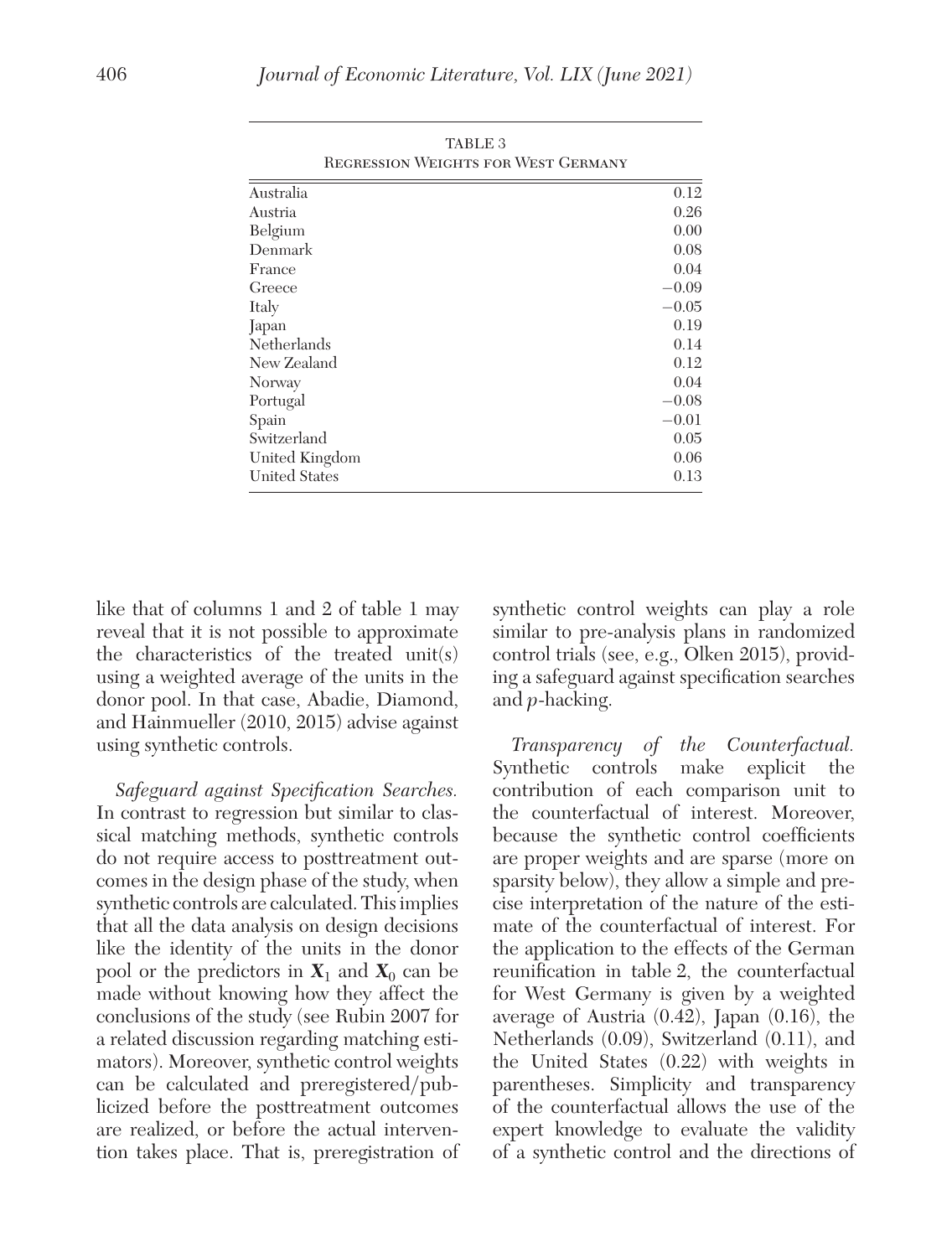TABLE 3
Regression Weights for West Germany

| | |
|---|---|
| Australia | 0.12 |
| Austria | 0.26 |
| Belgium | 0.00 |
| Denmark | 0.08 |
| France | 0.04 |
| Greece | −0.09 |
| Italy | −0.05 |
| Japan | 0.19 |
| Netherlands | 0.14 |
| New Zealand | 0.12 |
| Norway | 0.04 |
| Portugal | −0.08 |
| Spain | −0.01 |
| Switzerland | 0.05 |
| United Kingdom | 0.06 |
| United States | 0.13 |

like that of columns 1 and 2 of table 1 may reveal that it is not possible to approximate the characteristics of the treated unit(s) using a weighted average of the units in the donor pool. In that case, Abadie, Diamond, and Hainmueller (2010, 2015) advise against using synthetic controls.

*Safeguard against Specification Searches.* In contrast to regression but similar to classical matching methods, synthetic controls do not require access to posttreatment outcomes in the design phase of the study, when synthetic controls are calculated. This implies that all the data analysis on design decisions like the identity of the units in the donor pool or the predictors in $\mathbf{X}_1$ and $\mathbf{X}_0$ can be made without knowing how they affect the conclusions of the study (see Rubin 2007 for a related discussion regarding matching estimators). Moreover, synthetic control weights can be calculated and preregistered/publicized before the posttreatment outcomes are realized, or before the actual intervention takes place. That is, preregistration of synthetic control weights can play a role similar to pre-analysis plans in randomized control trials (see, e.g., Olken 2015), providing a safeguard against specification searches and $p$-hacking.

*Transparency of the Counterfactual.* Synthetic controls make explicit the contribution of each comparison unit to the counterfactual of interest. Moreover, because the synthetic control coefficients are proper weights and are sparse (more on sparsity below), they allow a simple and precise interpretation of the nature of the estimate of the counterfactual of interest. For the application to the effects of the German reunification in table 2, the counterfactual for West Germany is given by a weighted average of Austria (0.42), Japan (0.16), the Netherlands (0.09), Switzerland (0.11), and the United States (0.22) with weights in parentheses. Simplicity and transparency of the counterfactual allows the use of the expert knowledge to evaluate the validity of a synthetic control and the directions of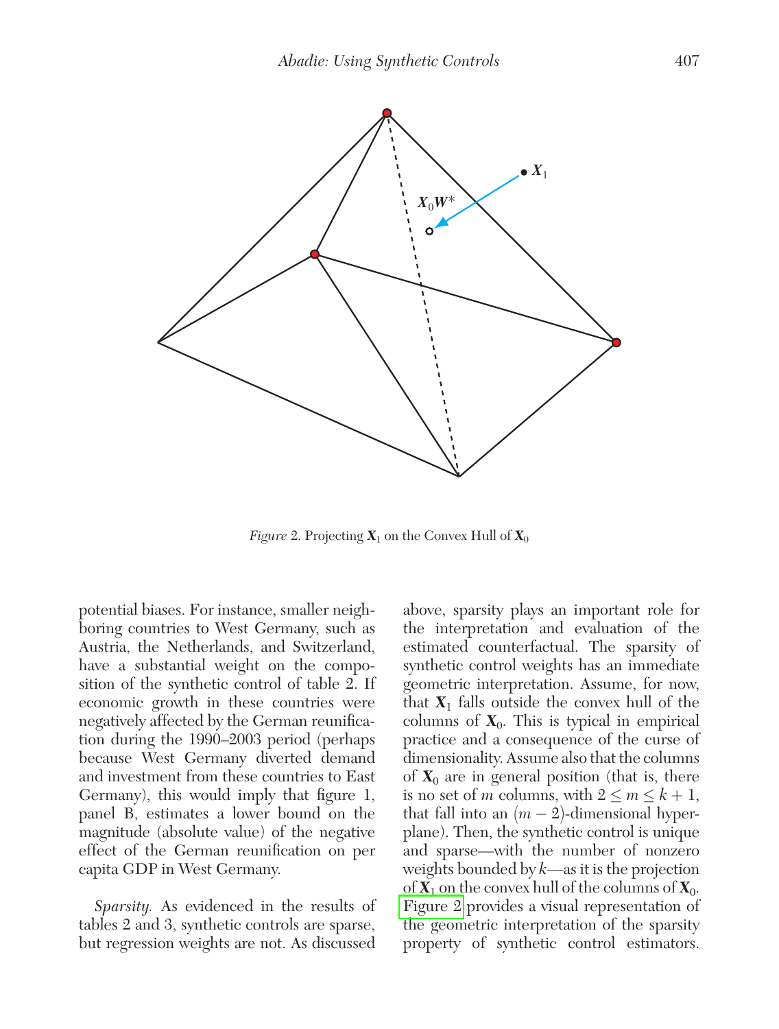Figure 2. Projecting $\mathbf{X}_1$ on the Convex Hull of $\mathbf{X}_0$

potential biases. For instance, smaller neighboring countries to West Germany, such as Austria, the Netherlands, and Switzerland, have a substantial weight on the composition of the synthetic control of table 2. If economic growth in these countries were negatively affected by the German reunification during the 1990–2003 period (perhaps because West Germany diverted demand and investment from these countries to East Germany), this would imply that figure 1, panel B, estimates a lower bound on the magnitude (absolute value) of the negative effect of the German reunification on per capita GDP in West Germany.

*Sparsity.* As evidenced in the results of tables 2 and 3, synthetic controls are sparse, but regression weights are not. As discussed above, sparsity plays an important role for the interpretation and evaluation of the estimated counterfactual. The sparsity of synthetic control weights has an immediate geometric interpretation. Assume, for now, that $\mathbf{X}_1$ falls outside the convex hull of the columns of $\mathbf{X}_0$. This is typical in empirical practice and a consequence of the curse of dimensionality. Assume also that the columns of $\mathbf{X}_0$ are in general position (that is, there is no set of $m$ columns, with $2 \leq m \leq k+1$, that fall into an $(m-2)$-dimensional hyperplane). Then, the synthetic control is unique and sparse—with the number of nonzero weights bounded by $k$—as it is the projection of $\mathbf{X}_1$ on the convex hull of the columns of $\mathbf{X}_0$. Figure 2 provides a visual representation of the geometric interpretation of the sparsity property of synthetic control estimators.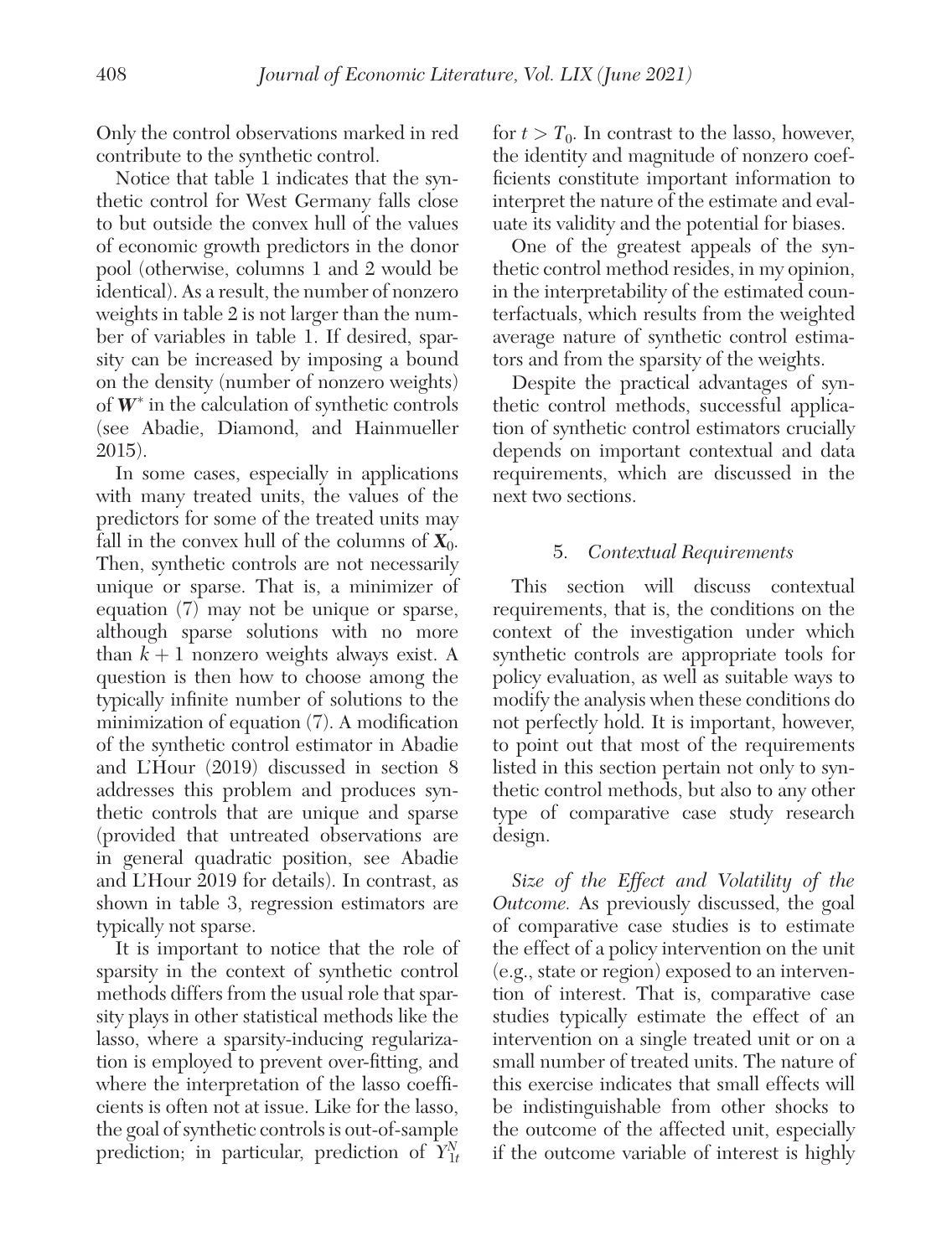Only the control observations marked in red contribute to the synthetic control.

Notice that table 1 indicates that the synthetic control for West Germany falls close to but outside the convex hull of the values of economic growth predictors in the donor pool (otherwise, columns 1 and 2 would be identical). As a result, the number of nonzero weights in table 2 is not larger than the number of variables in table 1. If desired, sparsity can be increased by imposing a bound on the density (number of nonzero weights) of $\boldsymbol{W}^*$ in the calculation of synthetic controls (see Abadie, Diamond, and Hainmueller 2015).

In some cases, especially in applications with many treated units, the values of the predictors for some of the treated units may fall in the convex hull of the columns of $\mathbf{X}_0$. Then, synthetic controls are not necessarily unique or sparse. That is, a minimizer of equation (7) may not be unique or sparse, although sparse solutions with no more than $k+1$ nonzero weights always exist. A question is then how to choose among the typically infinite number of solutions to the minimization of equation (7). A modification of the synthetic control estimator in Abadie and L'Hour (2019) discussed in section 8 addresses this problem and produces synthetic controls that are unique and sparse (provided that untreated observations are in general quadratic position, see Abadie and L'Hour 2019 for details). In contrast, as shown in table 3, regression estimators are typically not sparse.

It is important to notice that the role of sparsity in the context of synthetic control methods differs from the usual role that sparsity plays in other statistical methods like the lasso, where a sparsity-inducing regularization is employed to prevent over-fitting, and where the interpretation of the lasso coefficients is often not at issue. Like for the lasso, the goal of synthetic controls is out-of-sample prediction; in particular, prediction of $Y_{1t}^N$ for $t > T_0$. In contrast to the lasso, however, the identity and magnitude of nonzero coefficients constitute important information to interpret the nature of the estimate and evaluate its validity and the potential for biases.

One of the greatest appeals of the synthetic control method resides, in my opinion, in the interpretability of the estimated counterfactuals, which results from the weighted average nature of synthetic control estimators and from the sparsity of the weights.

Despite the practical advantages of synthetic control methods, successful application of synthetic control estimators crucially depends on important contextual and data requirements, which are discussed in the next two sections.

## 5. *Contextual Requirements*

This section will discuss contextual requirements, that is, the conditions on the context of the investigation under which synthetic controls are appropriate tools for policy evaluation, as well as suitable ways to modify the analysis when these conditions do not perfectly hold. It is important, however, to point out that most of the requirements listed in this section pertain not only to synthetic control methods, but also to any other type of comparative case study research design.

*Size of the Effect and Volatility of the Outcome.* As previously discussed, the goal of comparative case studies is to estimate the effect of a policy intervention on the unit (e.g., state or region) exposed to an intervention of interest. That is, comparative case studies typically estimate the effect of an intervention on a single treated unit or on a small number of treated units. The nature of this exercise indicates that small effects will be indistinguishable from other shocks to the outcome of the affected unit, especially if the outcome variable of interest is highly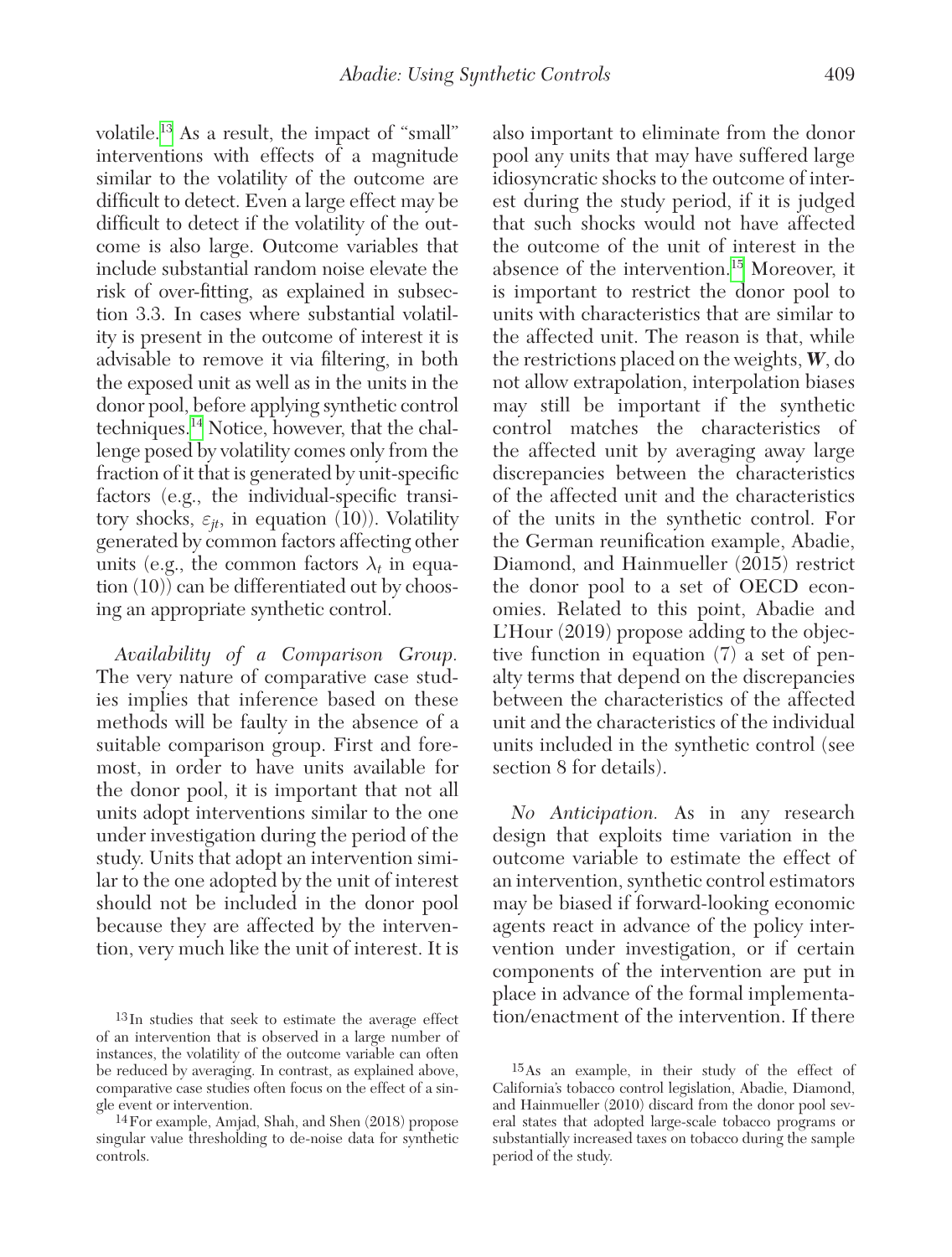volatile.[13] As a result, the impact of "small" interventions with effects of a magnitude similar to the volatility of the outcome are difficult to detect. Even a large effect may be difficult to detect if the volatility of the outcome is also large. Outcome variables that include substantial random noise elevate the risk of over-fitting, as explained in subsection 3.3. In cases where substantial volatility is present in the outcome of interest it is advisable to remove it via filtering, in both the exposed unit as well as in the units in the donor pool, before applying synthetic control techniques.[14] Notice, however, that the challenge posed by volatility comes only from the fraction of it that is generated by unit-specific factors (e.g., the individual-specific transitory shocks, $\varepsilon_{jt}$, in equation (10)). Volatility generated by common factors affecting other units (e.g., the common factors $\lambda_t$ in equation (10)) can be differentiated out by choosing an appropriate synthetic control.

*Availability of a Comparison Group.* The very nature of comparative case studies implies that inference based on these methods will be faulty in the absence of a suitable comparison group. First and foremost, in order to have units available for the donor pool, it is important that not all units adopt interventions similar to the one under investigation during the period of the study. Units that adopt an intervention similar to the one adopted by the unit of interest should not be included in the donor pool because they are affected by the intervention, very much like the unit of interest. It is also important to eliminate from the donor pool any units that may have suffered large idiosyncratic shocks to the outcome of interest during the study period, if it is judged that such shocks would not have affected the outcome of the unit of interest in the absence of the intervention.[15] Moreover, it is important to restrict the donor pool to units with characteristics that are similar to the affected unit. The reason is that, while the restrictions placed on the weights, $\boldsymbol{W}$, do not allow extrapolation, interpolation biases may still be important if the synthetic control matches the characteristics of the affected unit by averaging away large discrepancies between the characteristics of the affected unit and the characteristics of the units in the synthetic control. For the German reunification example, Abadie, Diamond, and Hainmueller (2015) restrict the donor pool to a set of OECD economies. Related to this point, Abadie and L'Hour (2019) propose adding to the objective function in equation (7) a set of penalty terms that depend on the discrepancies between the characteristics of the affected unit and the characteristics of the individual units included in the synthetic control (see section 8 for details).

*No Anticipation.* As in any research design that exploits time variation in the outcome variable to estimate the effect of an intervention, synthetic control estimators may be biased if forward-looking economic agents react in advance of the policy intervention under investigation, or if certain components of the intervention are put in place in advance of the formal implementation/enactment of the intervention. If there

[13] In studies that seek to estimate the average effect of an intervention that is observed in a large number of instances, the volatility of the outcome variable can often be reduced by averaging. In contrast, as explained above, comparative case studies often focus on the effect of a single event or intervention.

[14] For example, Amjad, Shah, and Shen (2018) propose singular value thresholding to de-noise data for synthetic controls.

[15] As an example, in their study of the effect of California's tobacco control legislation, Abadie, Diamond, and Hainmueller (2010) discard from the donor pool several states that adopted large-scale tobacco programs or substantially increased taxes on tobacco during the sample period of the study.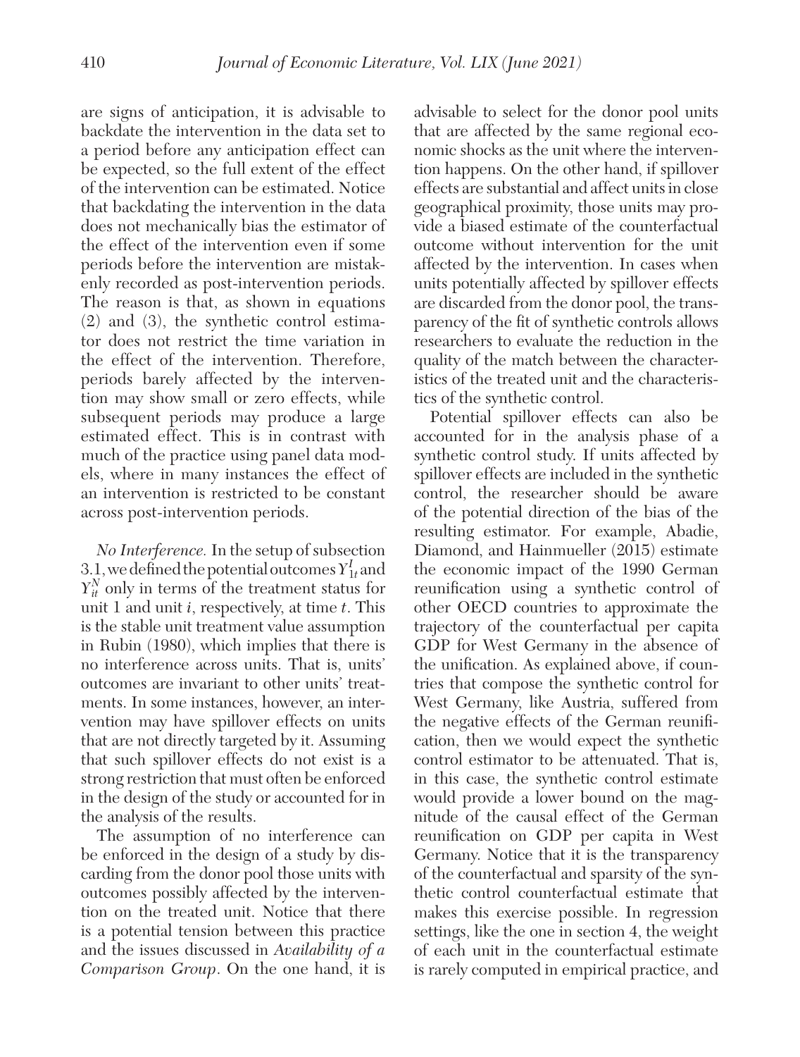are signs of anticipation, it is advisable to backdate the intervention in the data set to a period before any anticipation effect can be expected, so the full extent of the effect of the intervention can be estimated. Notice that backdating the intervention in the data does not mechanically bias the estimator of the effect of the intervention even if some periods before the intervention are mistakenly recorded as post-intervention periods. The reason is that, as shown in equations (2) and (3), the synthetic control estimator does not restrict the time variation in the effect of the intervention. Therefore, periods barely affected by the intervention may show small or zero effects, while subsequent periods may produce a large estimated effect. This is in contrast with much of the practice using panel data models, where in many instances the effect of an intervention is restricted to be constant across post-intervention periods.

*No Interference.* In the setup of subsection 3.1, we defined the potential outcomes $Y_{1t}^I$ and $Y_{it}^N$ only in terms of the treatment status for unit 1 and unit $i$, respectively, at time $t$. This is the stable unit treatment value assumption in Rubin (1980), which implies that there is no interference across units. That is, units' outcomes are invariant to other units' treatments. In some instances, however, an intervention may have spillover effects on units that are not directly targeted by it. Assuming that such spillover effects do not exist is a strong restriction that must often be enforced in the design of the study or accounted for in the analysis of the results.

The assumption of no interference can be enforced in the design of a study by discarding from the donor pool those units with outcomes possibly affected by the intervention on the treated unit. Notice that there is a potential tension between this practice and the issues discussed in *Availability of a Comparison Group*. On the one hand, it is advisable to select for the donor pool units that are affected by the same regional economic shocks as the unit where the intervention happens. On the other hand, if spillover effects are substantial and affect units in close geographical proximity, those units may provide a biased estimate of the counterfactual outcome without intervention for the unit affected by the intervention. In cases when units potentially affected by spillover effects are discarded from the donor pool, the transparency of the fit of synthetic controls allows researchers to evaluate the reduction in the quality of the match between the characteristics of the treated unit and the characteristics of the synthetic control.

Potential spillover effects can also be accounted for in the analysis phase of a synthetic control study. If units affected by spillover effects are included in the synthetic control, the researcher should be aware of the potential direction of the bias of the resulting estimator. For example, Abadie, Diamond, and Hainmueller (2015) estimate the economic impact of the 1990 German reunification using a synthetic control of other OECD countries to approximate the trajectory of the counterfactual per capita GDP for West Germany in the absence of the unification. As explained above, if countries that compose the synthetic control for West Germany, like Austria, suffered from the negative effects of the German reunification, then we would expect the synthetic control estimator to be attenuated. That is, in this case, the synthetic control estimate would provide a lower bound on the magnitude of the causal effect of the German reunification on GDP per capita in West Germany. Notice that it is the transparency of the counterfactual and sparsity of the synthetic control counterfactual estimate that makes this exercise possible. In regression settings, like the one in section 4, the weight of each unit in the counterfactual estimate is rarely computed in empirical practice, and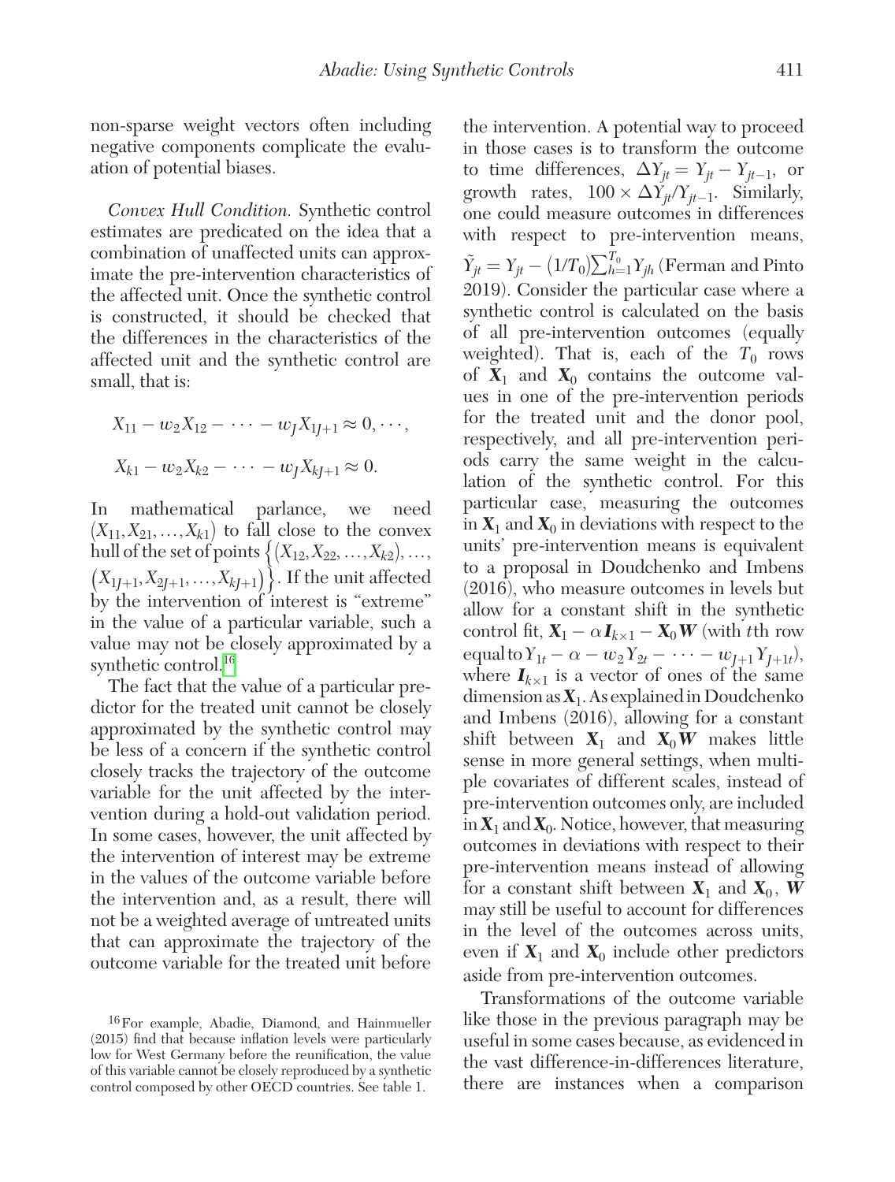non-sparse weight vectors often including negative components complicate the evaluation of potential biases.

*Convex Hull Condition.* Synthetic control estimates are predicated on the idea that a combination of unaffected units can approximate the pre-intervention characteristics of the affected unit. Once the synthetic control is constructed, it should be checked that the differences in the characteristics of the affected unit and the synthetic control are small, that is:

$$X_{11} - w_2 X_{12} - \cdots - w_J X_{1J+1} \approx 0, \cdots,$$

$$X_{k1} - w_2 X_{k2} - \cdots - w_J X_{kJ+1} \approx 0.$$

In mathematical parlance, we need $(X_{11}, X_{21}, \ldots, X_{k1})$ to fall close to the convex hull of the set of points $\{(X_{12}, X_{22}, \ldots, X_{k2}), \ldots, (X_{1J+1}, X_{2J+1}, \ldots, X_{kJ+1})\}$. If the unit affected by the intervention of interest is "extreme" in the value of a particular variable, such a value may not be closely approximated by a synthetic control.[16]

The fact that the value of a particular predictor for the treated unit cannot be closely approximated by the synthetic control may be less of a concern if the synthetic control closely tracks the trajectory of the outcome variable for the unit affected by the intervention during a hold-out validation period. In some cases, however, the unit affected by the intervention of interest may be extreme in the values of the outcome variable before the intervention and, as a result, there will not be a weighted average of untreated units that can approximate the trajectory of the outcome variable for the treated unit before the intervention. A potential way to proceed in those cases is to transform the outcome to time differences, $\Delta Y_{jt} = Y_{jt} - Y_{jt-1}$, or growth rates, $100 \times \Delta Y_{jt}/Y_{jt-1}$. Similarly, one could measure outcomes in differences with respect to pre-intervention means, $\tilde{Y}_{jt} = Y_{jt} - (1/T_0)\sum_{h=1}^{T_0} Y_{jh}$ (Ferman and Pinto 2019). Consider the particular case where a synthetic control is calculated on the basis of all pre-intervention outcomes (equally weighted). That is, each of the $T_0$ rows of $\mathbf{X}_1$ and $\mathbf{X}_0$ contains the outcome values in one of the pre-intervention periods for the treated unit and the donor pool, respectively, and all pre-intervention periods carry the same weight in the calculation of the synthetic control. For this particular case, measuring the outcomes in $\mathbf{X}_1$ and $\mathbf{X}_0$ in deviations with respect to the units' pre-intervention means is equivalent to a proposal in Doudchenko and Imbens (2016), who measure outcomes in levels but allow for a constant shift in the synthetic control fit, $\mathbf{X}_1 - \alpha \boldsymbol{I}_{k \times 1} - \mathbf{X}_0 \boldsymbol{W}$ (with $t$th row equal to $Y_{1t} - \alpha - w_2 Y_{2t} - \cdots - w_{J+1} Y_{J+1t}$), where $\boldsymbol{I}_{k \times 1}$ is a vector of ones of the same dimension as $\mathbf{X}_1$. As explained in Doudchenko and Imbens (2016), allowing for a constant shift between $\mathbf{X}_1$ and $\mathbf{X}_0 \boldsymbol{W}$ makes little sense in more general settings, when multiple covariates of different scales, instead of pre-intervention outcomes only, are included in $\mathbf{X}_1$ and $\mathbf{X}_0$. Notice, however, that measuring outcomes in deviations with respect to their pre-intervention means instead of allowing for a constant shift between $\mathbf{X}_1$ and $\mathbf{X}_0$, $\boldsymbol{W}$ may still be useful to account for differences in the level of the outcomes across units, even if $\mathbf{X}_1$ and $\mathbf{X}_0$ include other predictors aside from pre-intervention outcomes.

Transformations of the outcome variable like those in the previous paragraph may be useful in some cases because, as evidenced in the vast difference-in-differences literature, there are instances when a comparison

[16] For example, Abadie, Diamond, and Hainmueller (2015) find that because inflation levels were particularly low for West Germany before the reunification, the value of this variable cannot be closely reproduced by a synthetic control composed by other OECD countries. See table 1.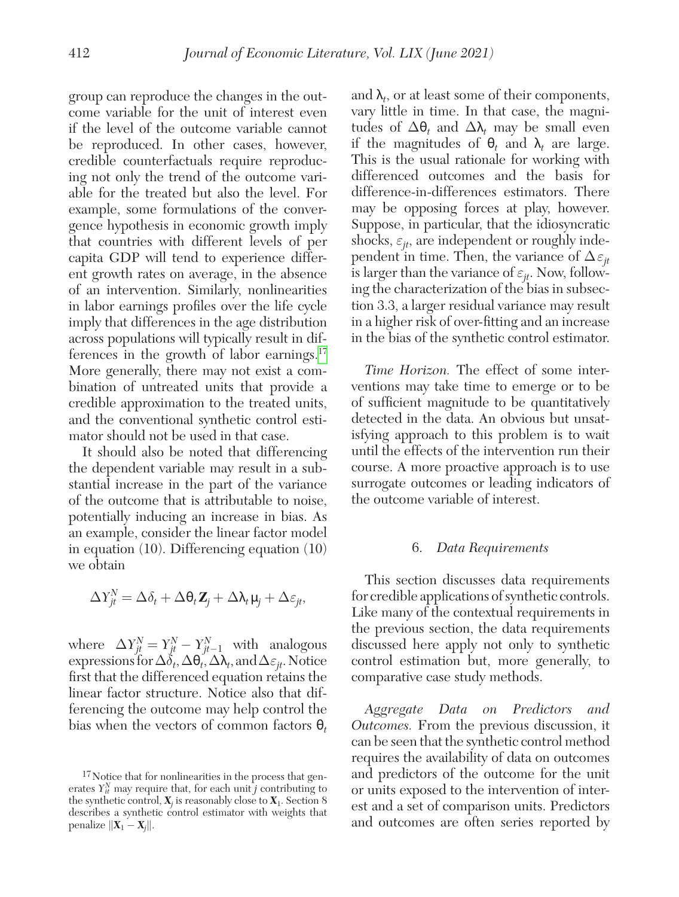group can reproduce the changes in the outcome variable for the unit of interest even if the level of the outcome variable cannot be reproduced. In other cases, however, credible counterfactuals require reproducing not only the trend of the outcome variable for the treated but also the level. For example, some formulations of the convergence hypothesis in economic growth imply that countries with different levels of per capita GDP will tend to experience different growth rates on average, in the absence of an intervention. Similarly, nonlinearities in labor earnings profiles over the life cycle imply that differences in the age distribution across populations will typically result in differences in the growth of labor earnings.[17] More generally, there may not exist a combination of untreated units that provide a credible approximation to the treated units, and the conventional synthetic control estimator should not be used in that case.

It should also be noted that differencing the dependent variable may result in a substantial increase in the part of the variance of the outcome that is attributable to noise, potentially inducing an increase in bias. As an example, consider the linear factor model in equation (10). Differencing equation (10) we obtain

$$\Delta Y_{jt}^{N} = \Delta \delta_t + \Delta \boldsymbol{\theta}_t \mathbf{Z}_j + \Delta \boldsymbol{\lambda}_t \boldsymbol{\mu}_j + \Delta \varepsilon_{jt},$$

where $\Delta Y_{jt}^{N} = Y_{jt}^{N} - Y_{jt-1}^{N}$ with analogous expressions for $\Delta \delta_t$, $\Delta \boldsymbol{\theta}_t$, $\Delta \boldsymbol{\lambda}_t$, and $\Delta \varepsilon_{jt}$. Notice first that the differenced equation retains the linear factor structure. Notice also that differencing the outcome may help control the bias when the vectors of common factors $\boldsymbol{\theta}_t$ and $\boldsymbol{\lambda}_t$, or at least some of their components, vary little in time. In that case, the magnitudes of $\Delta \boldsymbol{\theta}_t$ and $\Delta \boldsymbol{\lambda}_t$ may be small even if the magnitudes of $\boldsymbol{\theta}_t$ and $\boldsymbol{\lambda}_t$ are large. This is the usual rationale for working with differenced outcomes and the basis for difference-in-differences estimators. There may be opposing forces at play, however. Suppose, in particular, that the idiosyncratic shocks, $\varepsilon_{jt}$, are independent or roughly independent in time. Then, the variance of $\Delta \varepsilon_{jt}$ is larger than the variance of $\varepsilon_{jt}$. Now, following the characterization of the bias in subsection 3.3, a larger residual variance may result in a higher risk of over-fitting and an increase in the bias of the synthetic control estimator.

*Time Horizon.* The effect of some interventions may take time to emerge or to be of sufficient magnitude to be quantitatively detected in the data. An obvious but unsatisfying approach to this problem is to wait until the effects of the intervention run their course. A more proactive approach is to use surrogate outcomes or leading indicators of the outcome variable of interest.

## 6. *Data Requirements*

This section discusses data requirements for credible applications of synthetic controls. Like many of the contextual requirements in the previous section, the data requirements discussed here apply not only to synthetic control estimation but, more generally, to comparative case study methods.

*Aggregate Data on Predictors and Outcomes.* From the previous discussion, it can be seen that the synthetic control method requires the availability of data on outcomes and predictors of the outcome for the unit or units exposed to the intervention of interest and a set of comparison units. Predictors and outcomes are often series reported by

[17] Notice that for nonlinearities in the process that generates $Y_{it}^{N}$ may require that, for each unit $j$ contributing to the synthetic control, $\mathbf{X}_j$ is reasonably close to $\mathbf{X}_1$. Section 8 describes a synthetic control estimator with weights that penalize $\|\mathbf{X}_1 - \mathbf{X}_j\|$.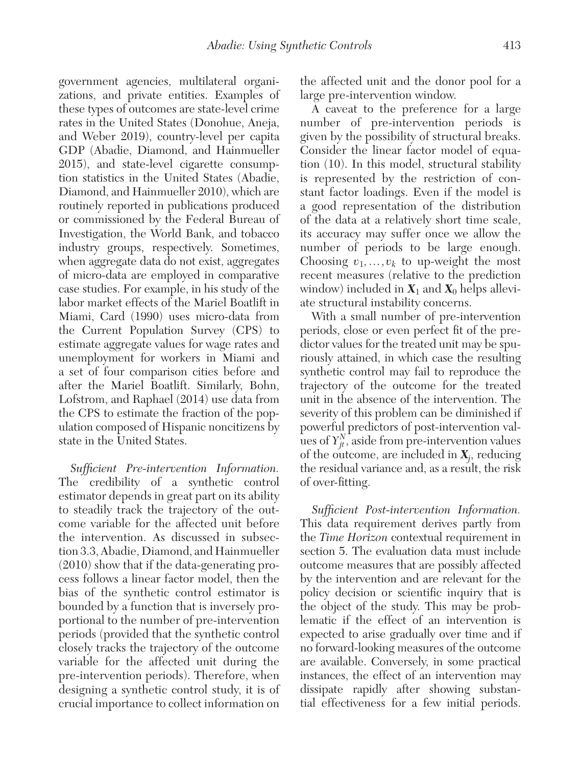government agencies, multilateral organizations, and private entities. Examples of these types of outcomes are state-level crime rates in the United States (Donohue, Aneja, and Weber 2019), country-level per capita GDP (Abadie, Diamond, and Hainmueller 2015), and state-level cigarette consumption statistics in the United States (Abadie, Diamond, and Hainmueller 2010), which are routinely reported in publications produced or commissioned by the Federal Bureau of Investigation, the World Bank, and tobacco industry groups, respectively. Sometimes, when aggregate data do not exist, aggregates of micro-data are employed in comparative case studies. For example, in his study of the labor market effects of the Mariel Boatlift in Miami, Card (1990) uses micro-data from the Current Population Survey (CPS) to estimate aggregate values for wage rates and unemployment for workers in Miami and a set of four comparison cities before and after the Mariel Boatlift. Similarly, Bohn, Lofstrom, and Raphael (2014) use data from the CPS to estimate the fraction of the population composed of Hispanic noncitizens by state in the United States.

*Sufficient Pre-intervention Information.* The credibility of a synthetic control estimator depends in great part on its ability to steadily track the trajectory of the outcome variable for the affected unit before the intervention. As discussed in subsection 3.3, Abadie, Diamond, and Hainmueller (2010) show that if the data-generating process follows a linear factor model, then the bias of the synthetic control estimator is bounded by a function that is inversely proportional to the number of pre-intervention periods (provided that the synthetic control closely tracks the trajectory of the outcome variable for the affected unit during the pre-intervention periods). Therefore, when designing a synthetic control study, it is of crucial importance to collect information on the affected unit and the donor pool for a large pre-intervention window.

A caveat to the preference for a large number of pre-intervention periods is given by the possibility of structural breaks. Consider the linear factor model of equation (10). In this model, structural stability is represented by the restriction of constant factor loadings. Even if the model is a good representation of the distribution of the data at a relatively short time scale, its accuracy may suffer once we allow the number of periods to be large enough. Choosing $v_1, \ldots, v_k$ to up-weight the most recent measures (relative to the prediction window) included in $\mathbf{X}_1$ and $\mathbf{X}_0$ helps alleviate structural instability concerns.

With a small number of pre-intervention periods, close or even perfect fit of the predictor values for the treated unit may be spuriously attained, in which case the resulting synthetic control may fail to reproduce the trajectory of the outcome for the treated unit in the absence of the intervention. The severity of this problem can be diminished if powerful predictors of post-intervention values of $Y_{jt}^N$, aside from pre-intervention values of the outcome, are included in $\mathbf{X}_j$, reducing the residual variance and, as a result, the risk of over-fitting.

*Sufficient Post-intervention Information.* This data requirement derives partly from the *Time Horizon* contextual requirement in section 5. The evaluation data must include outcome measures that are possibly affected by the intervention and are relevant for the policy decision or scientific inquiry that is the object of the study. This may be problematic if the effect of an intervention is expected to arise gradually over time and if no forward-looking measures of the outcome are available. Conversely, in some practical instances, the effect of an intervention may dissipate rapidly after showing substantial effectiveness for a few initial periods.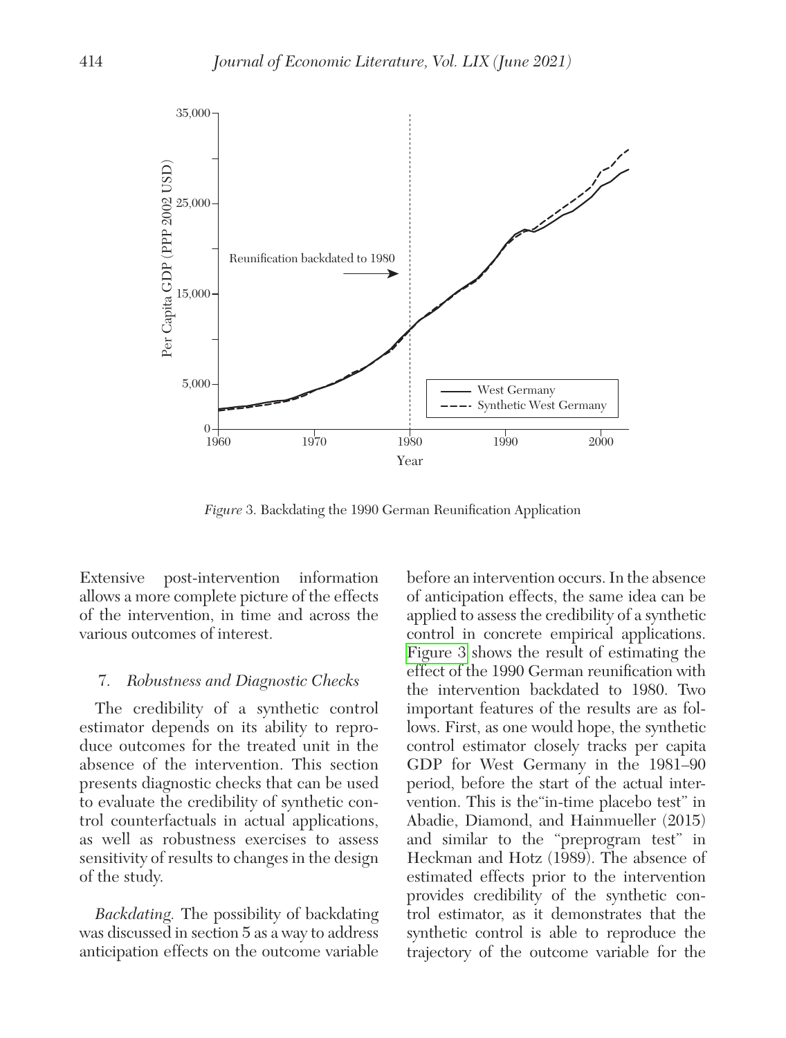*Figure* 3. Backdating the 1990 German Reunification Application

Extensive post-intervention information allows a more complete picture of the effects of the intervention, in time and across the various outcomes of interest.

## 7. *Robustness and Diagnostic Checks*

The credibility of a synthetic control estimator depends on its ability to reproduce outcomes for the treated unit in the absence of the intervention. This section presents diagnostic checks that can be used to evaluate the credibility of synthetic control counterfactuals in actual applications, as well as robustness exercises to assess sensitivity of results to changes in the design of the study.

*Backdating.* The possibility of backdating was discussed in section 5 as a way to address anticipation effects on the outcome variable before an intervention occurs. In the absence of anticipation effects, the same idea can be applied to assess the credibility of a synthetic control in concrete empirical applications. Figure 3 shows the result of estimating the effect of the 1990 German reunification with the intervention backdated to 1980. Two important features of the results are as follows. First, as one would hope, the synthetic control estimator closely tracks per capita GDP for West Germany in the 1981–90 period, before the start of the actual intervention. This is the"in-time placebo test" in Abadie, Diamond, and Hainmueller (2015) and similar to the "preprogram test" in Heckman and Hotz (1989). The absence of estimated effects prior to the intervention provides credibility of the synthetic control estimator, as it demonstrates that the synthetic control is able to reproduce the trajectory of the outcome variable for the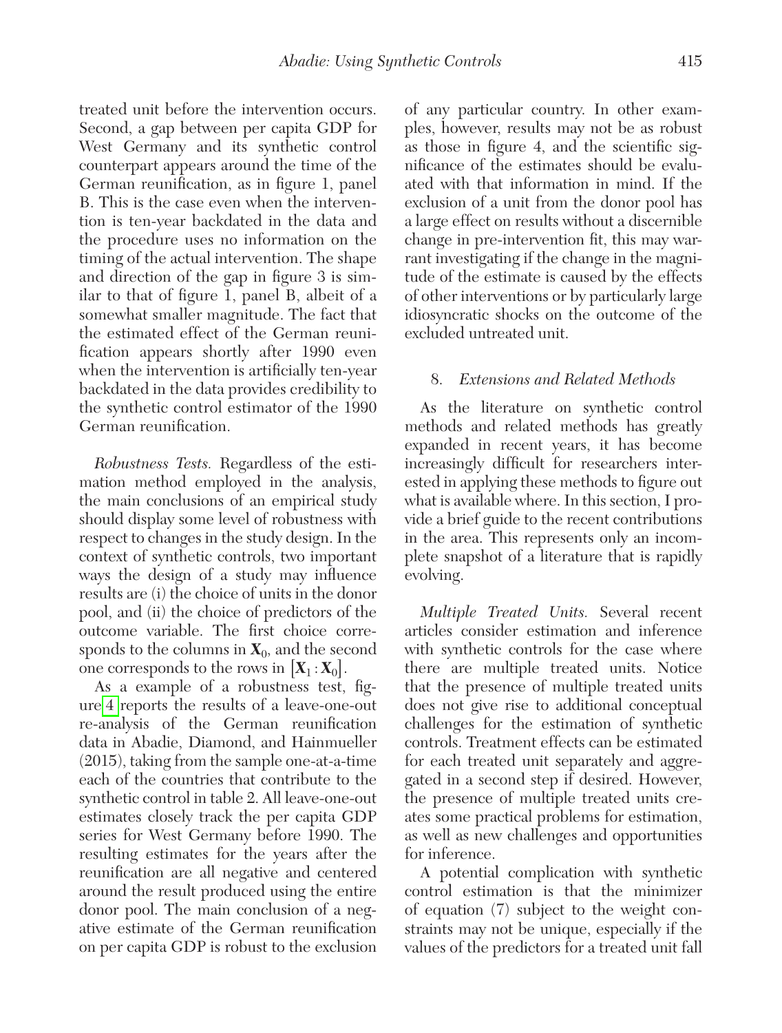treated unit before the intervention occurs. Second, a gap between per capita GDP for West Germany and its synthetic control counterpart appears around the time of the German reunification, as in figure 1, panel B. This is the case even when the intervention is ten-year backdated in the data and the procedure uses no information on the timing of the actual intervention. The shape and direction of the gap in figure 3 is similar to that of figure 1, panel B, albeit of a somewhat smaller magnitude. The fact that the estimated effect of the German reunification appears shortly after 1990 even when the intervention is artificially ten-year backdated in the data provides credibility to the synthetic control estimator of the 1990 German reunification.

*Robustness Tests.* Regardless of the estimation method employed in the analysis, the main conclusions of an empirical study should display some level of robustness with respect to changes in the study design. In the context of synthetic controls, two important ways the design of a study may influence results are (i) the choice of units in the donor pool, and (ii) the choice of predictors of the outcome variable. The first choice corresponds to the columns in $\boldsymbol{X}_0$, and the second one corresponds to the rows in $[\boldsymbol{X}_1 : \boldsymbol{X}_0]$.

As a example of a robustness test, figure 4 reports the results of a leave-one-out re-analysis of the German reunification data in Abadie, Diamond, and Hainmueller (2015), taking from the sample one-at-a-time each of the countries that contribute to the synthetic control in table 2. All leave-one-out estimates closely track the per capita GDP series for West Germany before 1990. The resulting estimates for the years after the reunification are all negative and centered around the result produced using the entire donor pool. The main conclusion of a negative estimate of the German reunification on per capita GDP is robust to the exclusion of any particular country. In other examples, however, results may not be as robust as those in figure 4, and the scientific significance of the estimates should be evaluated with that information in mind. If the exclusion of a unit from the donor pool has a large effect on results without a discernible change in pre-intervention fit, this may warrant investigating if the change in the magnitude of the estimate is caused by the effects of other interventions or by particularly large idiosyncratic shocks on the outcome of the excluded untreated unit.

## 8. *Extensions and Related Methods*

As the literature on synthetic control methods and related methods has greatly expanded in recent years, it has become increasingly difficult for researchers interested in applying these methods to figure out what is available where. In this section, I provide a brief guide to the recent contributions in the area. This represents only an incomplete snapshot of a literature that is rapidly evolving.

*Multiple Treated Units.* Several recent articles consider estimation and inference with synthetic controls for the case where there are multiple treated units. Notice that the presence of multiple treated units does not give rise to additional conceptual challenges for the estimation of synthetic controls. Treatment effects can be estimated for each treated unit separately and aggregated in a second step if desired. However, the presence of multiple treated units creates some practical problems for estimation, as well as new challenges and opportunities for inference.

A potential complication with synthetic control estimation is that the minimizer of equation (7) subject to the weight constraints may not be unique, especially if the values of the predictors for a treated unit fall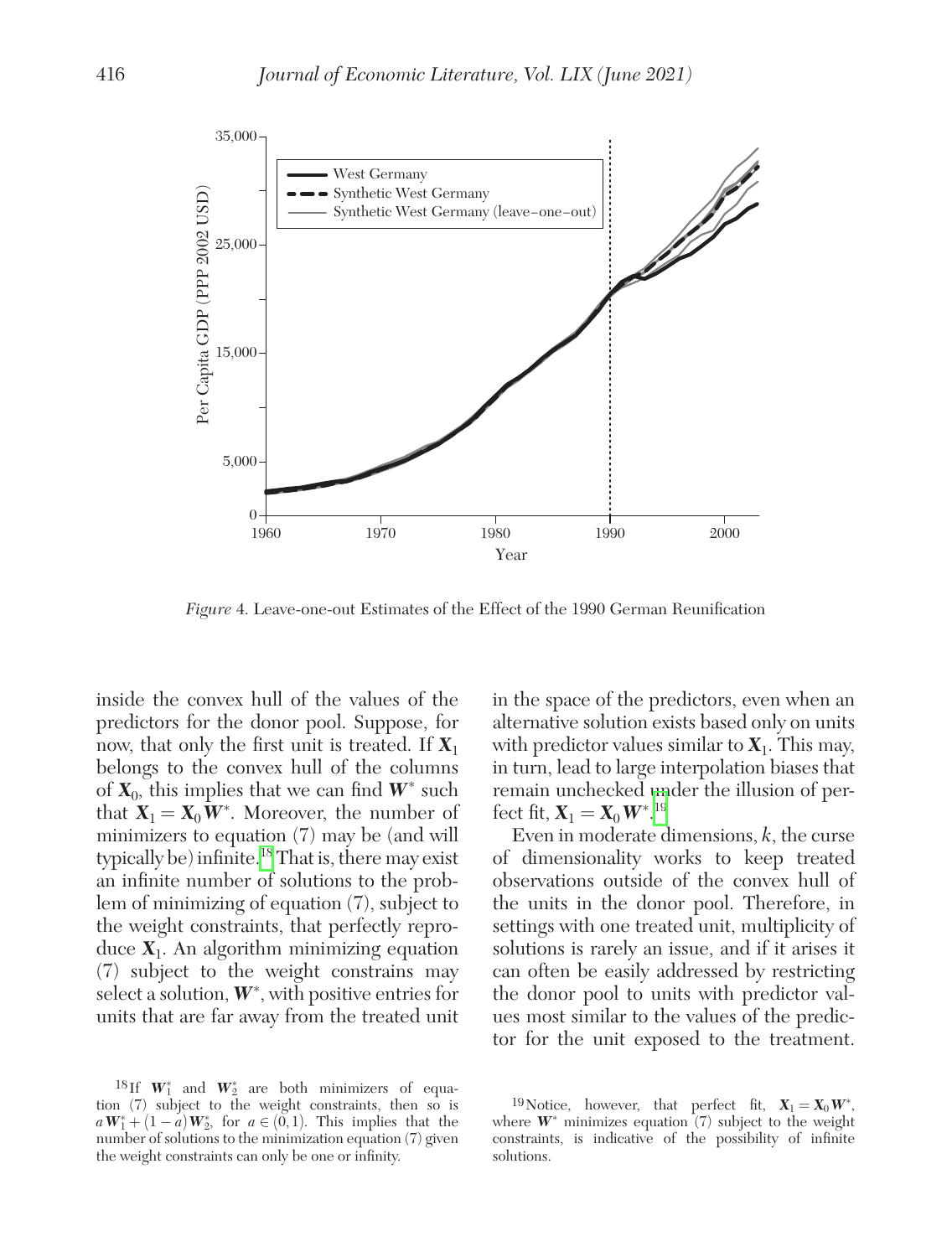*Figure* 4. Leave-one-out Estimates of the Effect of the 1990 German Reunification

inside the convex hull of the values of the predictors for the donor pool. Suppose, for now, that only the first unit is treated. If $\mathbf{X}_1$ belongs to the convex hull of the columns of $\mathbf{X}_0$, this implies that we can find $\mathbf{W}^*$ such that $\mathbf{X}_1 = \mathbf{X}_0 \mathbf{W}^*$. Moreover, the number of minimizers to equation (7) may be (and will typically be) infinite.[18] That is, there may exist an infinite number of solutions to the problem of minimizing of equation (7), subject to the weight constraints, that perfectly reproduce $\mathbf{X}_1$. An algorithm minimizing equation (7) subject to the weight constrains may select a solution, $\mathbf{W}^*$, with positive entries for units that are far away from the treated unit in the space of the predictors, even when an alternative solution exists based only on units with predictor values similar to $\mathbf{X}_1$. This may, in turn, lead to large interpolation biases that remain unchecked under the illusion of perfect fit, $\mathbf{X}_1 = \mathbf{X}_0 \mathbf{W}^*$.[19]

Even in moderate dimensions, $k$, the curse of dimensionality works to keep treated observations outside of the convex hull of the units in the donor pool. Therefore, in settings with one treated unit, multiplicity of solutions is rarely an issue, and if it arises it can often be easily addressed by restricting the donor pool to units with predictor values most similar to the values of the predictor for the unit exposed to the treatment.

[18] If $\mathbf{W}_1^*$ and $\mathbf{W}_2^*$ are both minimizers of equation (7) subject to the weight constraints, then so is $a\mathbf{W}_1^* + (1-a)\mathbf{W}_2^*$, for $a \in (0,1)$. This implies that the number of solutions to the minimization equation (7) given the weight constraints can only be one or infinity.

[19] Notice, however, that perfect fit, $\mathbf{X}_1 = \mathbf{X}_0 \mathbf{W}^*$, where $\mathbf{W}^*$ minimizes equation (7) subject to the weight constraints, is indicative of the possibility of infinite solutions.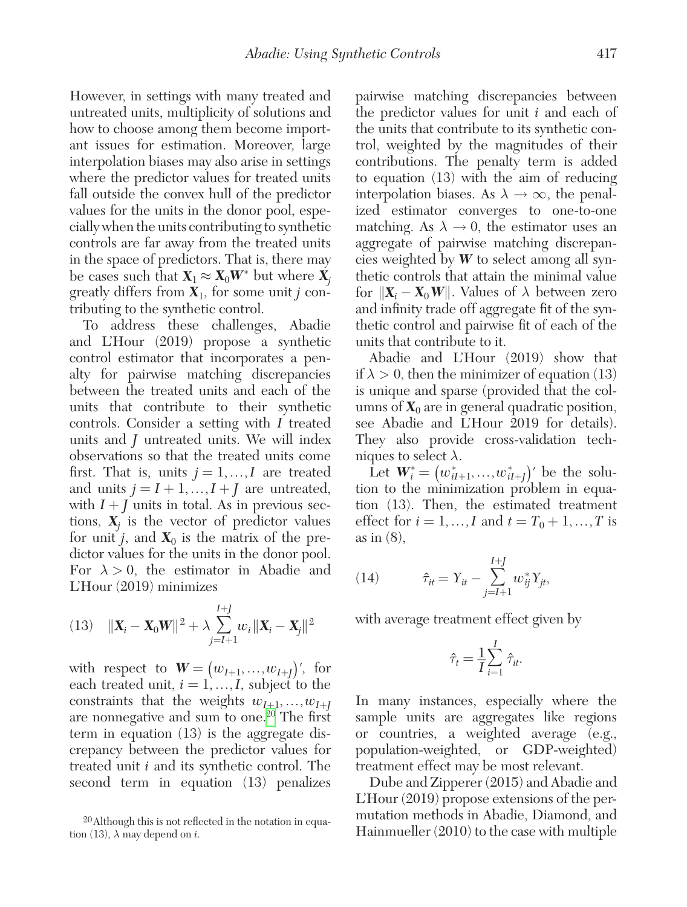However, in settings with many treated and untreated units, multiplicity of solutions and how to choose among them become important issues for estimation. Moreover, large interpolation biases may also arise in settings where the predictor values for treated units fall outside the convex hull of the predictor values for the units in the donor pool, especially when the units contributing to synthetic controls are far away from the treated units in the space of predictors. That is, there may be cases such that $\mathbf{X}_1 \approx \mathbf{X}_0\mathbf{W}^*$ but where $\mathbf{X}_j$ greatly differs from $\mathbf{X}_1$, for some unit $j$ contributing to the synthetic control.

To address these challenges, Abadie and L'Hour (2019) propose a synthetic control estimator that incorporates a penalty for pairwise matching discrepancies between the treated units and each of the units that contribute to their synthetic controls. Consider a setting with $I$ treated units and $J$ untreated units. We will index observations so that the treated units come first. That is, units $j = 1, \ldots, I$ are treated and units $j = I+1, \ldots, I+J$ are untreated, with $I+J$ units in total. As in previous sections, $\mathbf{X}_j$ is the vector of predictor values for unit $j$, and $\mathbf{X}_0$ is the matrix of the predictor values for the units in the donor pool. For $\lambda > 0$, the estimator in Abadie and L'Hour (2019) minimizes

$$(13) \quad \|\mathbf{X}_i - \mathbf{X}_0\mathbf{W}\|^2 + \lambda \sum_{j=I+1}^{I+J} w_i \|\mathbf{X}_i - \mathbf{X}_j\|^2$$

with respect to $\mathbf{W} = \left(w_{I+1}, \ldots, w_{I+J}\right)'$, for each treated unit, $i = 1, \ldots, I$, subject to the constraints that the weights $w_{I+1}, \ldots, w_{I+J}$ are nonnegative and sum to one.[20] The first term in equation (13) is the aggregate discrepancy between the predictor values for treated unit $i$ and its synthetic control. The second term in equation (13) penalizes pairwise matching discrepancies between the predictor values for unit $i$ and each of the units that contribute to its synthetic control, weighted by the magnitudes of their contributions. The penalty term is added to equation (13) with the aim of reducing interpolation biases. As $\lambda \to \infty$, the penalized estimator converges to one-to-one matching. As $\lambda \to 0$, the estimator uses an aggregate of pairwise matching discrepancies weighted by $\mathbf{W}$ to select among all synthetic controls that attain the minimal value for $\|\mathbf{X}_i - \mathbf{X}_0\mathbf{W}\|$. Values of $\lambda$ between zero and infinity trade off aggregate fit of the synthetic control and pairwise fit of each of the units that contribute to it.

Abadie and L'Hour (2019) show that if $\lambda > 0$, then the minimizer of equation (13) is unique and sparse (provided that the columns of $\mathbf{X}_0$ are in general quadratic position, see Abadie and L'Hour 2019 for details). They also provide cross-validation techniques to select $\lambda$.

Let $\mathbf{W}_i^* = \left(w_{iI+1}^*, \ldots, w_{iI+J}^*\right)'$ be the solution to the minimization problem in equation (13). Then, the estimated treatment effect for $i = 1, \ldots, I$ and $t = T_0+1, \ldots, T$ is as in (8),

$$(14) \qquad \hat{\tau}_{it} = Y_{it} - \sum_{j=I+1}^{I+J} w_{ij}^* Y_{jt},$$

with average treatment effect given by

$$\hat{\tau}_t = \frac{1}{I}\sum_{i=1}^{I} \hat{\tau}_{it}.$$

In many instances, especially where the sample units are aggregates like regions or countries, a weighted average (e.g., population-weighted, or GDP-weighted) treatment effect may be most relevant.

Dube and Zipperer (2015) and Abadie and L'Hour (2019) propose extensions of the permutation methods in Abadie, Diamond, and Hainmueller (2010) to the case with multiple

[20] Although this is not reflected in the notation in equation (13), $\lambda$ may depend on $i$.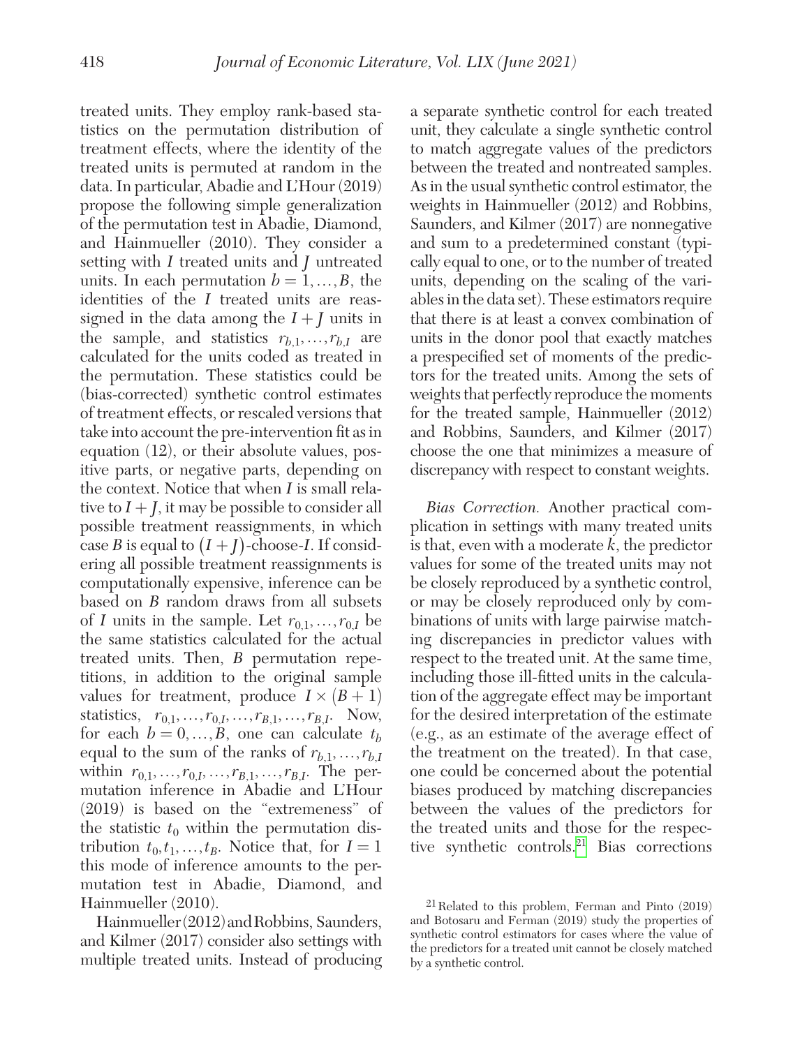treated units. They employ rank-based statistics on the permutation distribution of treatment effects, where the identity of the treated units is permuted at random in the data. In particular, Abadie and L'Hour (2019) propose the following simple generalization of the permutation test in Abadie, Diamond, and Hainmueller (2010). They consider a setting with $I$ treated units and $J$ untreated units. In each permutation $b = 1, \ldots, B$, the identities of the $I$ treated units are reassigned in the data among the $I + J$ units in the sample, and statistics $r_{b,1}, \ldots, r_{b,I}$ are calculated for the units coded as treated in the permutation. These statistics could be (bias-corrected) synthetic control estimates of treatment effects, or rescaled versions that take into account the pre-intervention fit as in equation (12), or their absolute values, positive parts, or negative parts, depending on the context. Notice that when $I$ is small relative to $I + J$, it may be possible to consider all possible treatment reassignments, in which case $B$ is equal to $(I + J)$-choose-$I$. If considering all possible treatment reassignments is computationally expensive, inference can be based on $B$ random draws from all subsets of $I$ units in the sample. Let $r_{0,1}, \ldots, r_{0,I}$ be the same statistics calculated for the actual treated units. Then, $B$ permutation repetitions, in addition to the original sample values for treatment, produce $I \times (B+1)$ statistics, $r_{0,1}, \ldots, r_{0,I}, \ldots, r_{B,1}, \ldots, r_{B,I}$. Now, for each $b = 0, \ldots, B$, one can calculate $t_b$ equal to the sum of the ranks of $r_{b,1}, \ldots, r_{b,I}$ within $r_{0,1}, \ldots, r_{0,I}, \ldots, r_{B,1}, \ldots, r_{B,I}$. The permutation inference in Abadie and L'Hour (2019) is based on the "extremeness" of the statistic $t_0$ within the permutation distribution $t_0, t_1, \ldots, t_B$. Notice that, for $I = 1$ this mode of inference amounts to the permutation test in Abadie, Diamond, and Hainmueller (2010).

Hainmueller (2012) and Robbins, Saunders, and Kilmer (2017) consider also settings with multiple treated units. Instead of producing a separate synthetic control for each treated unit, they calculate a single synthetic control to match aggregate values of the predictors between the treated and nontreated samples. As in the usual synthetic control estimator, the weights in Hainmueller (2012) and Robbins, Saunders, and Kilmer (2017) are nonnegative and sum to a predetermined constant (typically equal to one, or to the number of treated units, depending on the scaling of the variables in the data set). These estimators require that there is at least a convex combination of units in the donor pool that exactly matches a prespecified set of moments of the predictors for the treated units. Among the sets of weights that perfectly reproduce the moments for the treated sample, Hainmueller (2012) and Robbins, Saunders, and Kilmer (2017) choose the one that minimizes a measure of discrepancy with respect to constant weights.

*Bias Correction.* Another practical complication in settings with many treated units is that, even with a moderate $k$, the predictor values for some of the treated units may not be closely reproduced by a synthetic control, or may be closely reproduced only by combinations of units with large pairwise matching discrepancies in predictor values with respect to the treated unit. At the same time, including those ill-fitted units in the calculation of the aggregate effect may be important for the desired interpretation of the estimate (e.g., as an estimate of the average effect of the treatment on the treated). In that case, one could be concerned about the potential biases produced by matching discrepancies between the values of the predictors for the treated units and those for the respective synthetic controls.[21] Bias corrections

[21] Related to this problem, Ferman and Pinto (2019) and Botosaru and Ferman (2019) study the properties of synthetic control estimators for cases where the value of the predictors for a treated unit cannot be closely matched by a synthetic control.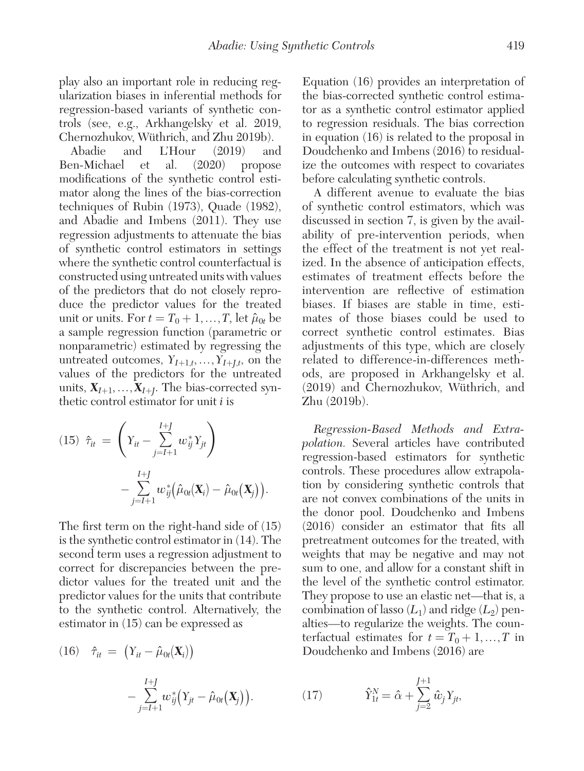play also an important role in reducing regularization biases in inferential methods for regression-based variants of synthetic controls (see, e.g., Arkhangelsky et al. 2019, Chernozhukov, Wüthrich, and Zhu 2019b).

Abadie and L'Hour (2019) and Ben-Michael et al. (2020) propose modifications of the synthetic control estimator along the lines of the bias-correction techniques of Rubin (1973), Quade (1982), and Abadie and Imbens (2011). They use regression adjustments to attenuate the bias of synthetic control estimators in settings where the synthetic control counterfactual is constructed using untreated units with values of the predictors that do not closely reproduce the predictor values for the treated unit or units. For $t = T_0 + 1, \ldots, T$, let $\hat{\mu}_{0t}$ be a sample regression function (parametric or nonparametric) estimated by regressing the untreated outcomes, $Y_{I+1,t}, \ldots, Y_{I+J,t}$, on the values of the predictors for the untreated units, $\mathbf{X}_{I+1}, \ldots, \mathbf{X}_{I+J}$. The bias-corrected synthetic control estimator for unit $i$ is

$$(15) \quad \hat{\tau}_{it} = \left( Y_{it} - \sum_{j=I+1}^{I+J} w_{ij}^* Y_{jt} \right) - \sum_{j=I+1}^{I+J} w_{ij}^* \big( \hat{\mu}_{0t}(\mathbf{X}_i) - \hat{\mu}_{0t}(\mathbf{X}_j) \big).$$

The first term on the right-hand side of (15) is the synthetic control estimator in (14). The second term uses a regression adjustment to correct for discrepancies between the predictor values for the treated unit and the predictor values for the units that contribute to the synthetic control. Alternatively, the estimator in (15) can be expressed as

$$(16) \quad \hat{\tau}_{it} = \big( Y_{it} - \hat{\mu}_{0t}(\mathbf{X}_i) \big) - \sum_{j=I+1}^{I+J} w_{ij}^* \big( Y_{jt} - \hat{\mu}_{0t}(\mathbf{X}_j) \big).$$

Equation (16) provides an interpretation of the bias-corrected synthetic control estimator as a synthetic control estimator applied to regression residuals. The bias correction in equation (16) is related to the proposal in Doudchenko and Imbens (2016) to residualize the outcomes with respect to covariates before calculating synthetic controls.

A different avenue to evaluate the bias of synthetic control estimators, which was discussed in section 7, is given by the availability of pre-intervention periods, when the effect of the treatment is not yet realized. In the absence of anticipation effects, estimates of treatment effects before the intervention are reflective of estimation biases. If biases are stable in time, estimates of those biases could be used to correct synthetic control estimates. Bias adjustments of this type, which are closely related to difference-in-differences methods, are proposed in Arkhangelsky et al. (2019) and Chernozhukov, Wüthrich, and Zhu (2019b).

*Regression-Based Methods and Extrapolation.* Several articles have contributed regression-based estimators for synthetic controls. These procedures allow extrapolation by considering synthetic controls that are not convex combinations of the units in the donor pool. Doudchenko and Imbens (2016) consider an estimator that fits all pretreatment outcomes for the treated, with weights that may be negative and may not sum to one, and allow for a constant shift in the level of the synthetic control estimator. They propose to use an elastic net—that is, a combination of lasso ($L_1$) and ridge ($L_2$) penalties—to regularize the weights. The counterfactual estimates for $t = T_0 + 1, \ldots, T$ in Doudchenko and Imbens (2016) are

$$(17) \qquad \hat{Y}_{1t}^N = \hat{\alpha} + \sum_{j=2}^{J+1} \hat{w}_j Y_{jt},$$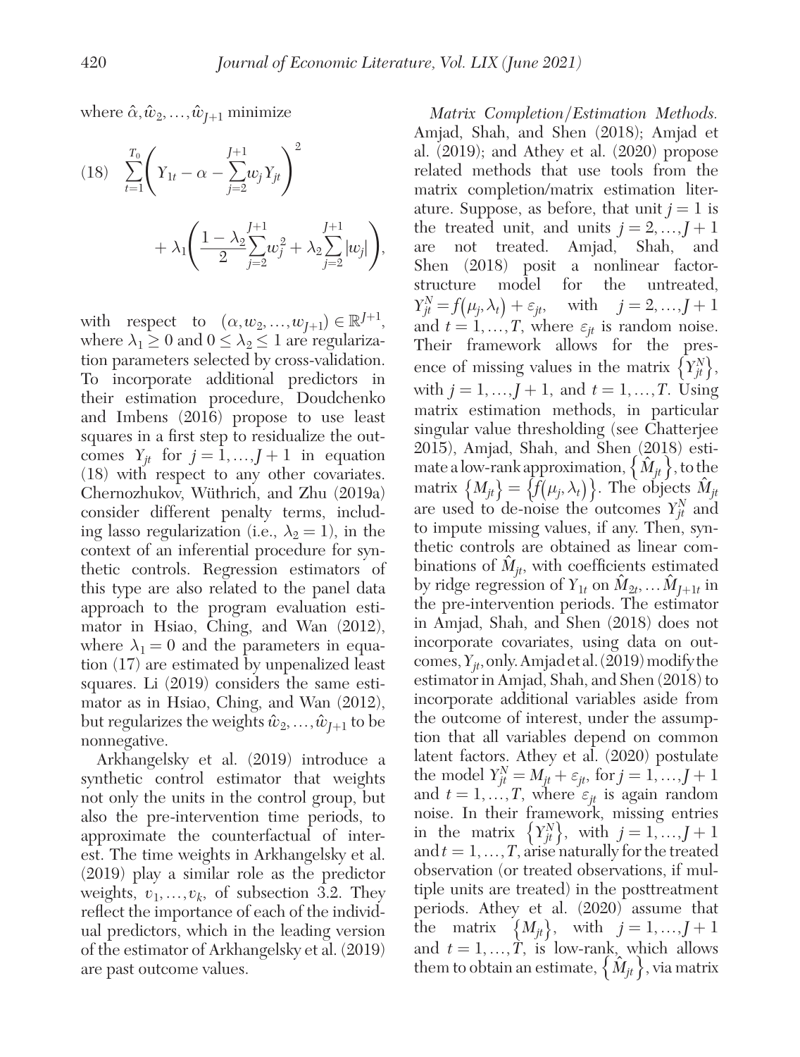where $\hat{\alpha}, \hat{w}_2, \ldots, \hat{w}_{J+1}$ minimize

$$(18) \quad \sum_{t=1}^{T_0} \left( Y_{1t} - \alpha - \sum_{j=2}^{J+1} w_j Y_{jt} \right)^2 + \lambda_1 \left( \frac{1-\lambda_2}{2} \sum_{j=2}^{J+1} w_j^2 + \lambda_2 \sum_{j=2}^{J+1} |w_j| \right),$$

with respect to $(\alpha, w_2, \ldots, w_{J+1}) \in \mathbb{R}^{J+1}$, where $\lambda_1 \geq 0$ and $0 \leq \lambda_2 \leq 1$ are regularization parameters selected by cross-validation. To incorporate additional predictors in their estimation procedure, Doudchenko and Imbens (2016) propose to use least squares in a first step to residualize the outcomes $Y_{jt}$ for $j = 1, \ldots, J+1$ in equation (18) with respect to any other covariates. Chernozhukov, Wüthrich, and Zhu (2019a) consider different penalty terms, including lasso regularization (i.e., $\lambda_2 = 1$), in the context of an inferential procedure for synthetic controls. Regression estimators of this type are also related to the panel data approach to the program evaluation estimator in Hsiao, Ching, and Wan (2012), where $\lambda_1 = 0$ and the parameters in equation (17) are estimated by unpenalized least squares. Li (2019) considers the same estimator as in Hsiao, Ching, and Wan (2012), but regularizes the weights $\hat{w}_2, \ldots, \hat{w}_{J+1}$ to be nonnegative.

Arkhangelsky et al. (2019) introduce a synthetic control estimator that weights not only the units in the control group, but also the pre-intervention time periods, to approximate the counterfactual of interest. The time weights in Arkhangelsky et al. (2019) play a similar role as the predictor weights, $v_1, \ldots, v_k$, of subsection 3.2. They reflect the importance of each of the individual predictors, which in the leading version of the estimator of Arkhangelsky et al. (2019) are past outcome values.

*Matrix Completion/Estimation Methods.* Amjad, Shah, and Shen (2018); Amjad et al. (2019); and Athey et al. (2020) propose related methods that use tools from the matrix completion/matrix estimation literature. Suppose, as before, that unit $j = 1$ is the treated unit, and units $j = 2, \ldots, J+1$ are not treated. Amjad, Shah, and Shen (2018) posit a nonlinear factor-structure model for the untreated, $Y_{jt}^N = f(\mu_j, \lambda_t) + \varepsilon_{jt}$, with $j = 2, \ldots, J+1$ and $t = 1, \ldots, T$, where $\varepsilon_{jt}$ is random noise. Their framework allows for the presence of missing values in the matrix $\{Y_{jt}^N\}$, with $j = 1, \ldots, J+1$, and $t = 1, \ldots, T$. Using matrix estimation methods, in particular singular value thresholding (see Chatterjee 2015), Amjad, Shah, and Shen (2018) estimate a low-rank approximation, $\{\hat{M}_{jt}\}$, to the matrix $\{M_{jt}\} = \{f(\mu_j, \lambda_t)\}$. The objects $\hat{M}_{jt}$ are used to de-noise the outcomes $Y_{jt}^N$ and to impute missing values, if any. Then, synthetic controls are obtained as linear combinations of $\hat{M}_{jt}$, with coefficients estimated by ridge regression of $Y_{1t}$ on $\hat{M}_{2t}, \ldots \hat{M}_{J+1t}$ in the pre-intervention periods. The estimator in Amjad, Shah, and Shen (2018) does not incorporate covariates, using data on outcomes, $Y_{jt}$, only. Amjad et al. (2019) modify the estimator in Amjad, Shah, and Shen (2018) to incorporate additional variables aside from the outcome of interest, under the assumption that all variables depend on common latent factors. Athey et al. (2020) postulate the model $Y_{jt}^N = M_{jt} + \varepsilon_{jt}$, for $j = 1, \ldots, J+1$ and $t = 1, \ldots, T$, where $\varepsilon_{jt}$ is again random noise. In their framework, missing entries in the matrix $\{Y_{jt}^N\}$, with $j = 1, \ldots, J+1$ and $t = 1, \ldots, T$, arise naturally for the treated observation (or treated observations, if multiple units are treated) in the posttreatment periods. Athey et al. (2020) assume that the matrix $\{M_{jt}\}$, with $j = 1, \ldots, J+1$ and $t = 1, \ldots, T$, is low-rank, which allows them to obtain an estimate, $\{\hat{M}_{jt}\}$, via matrix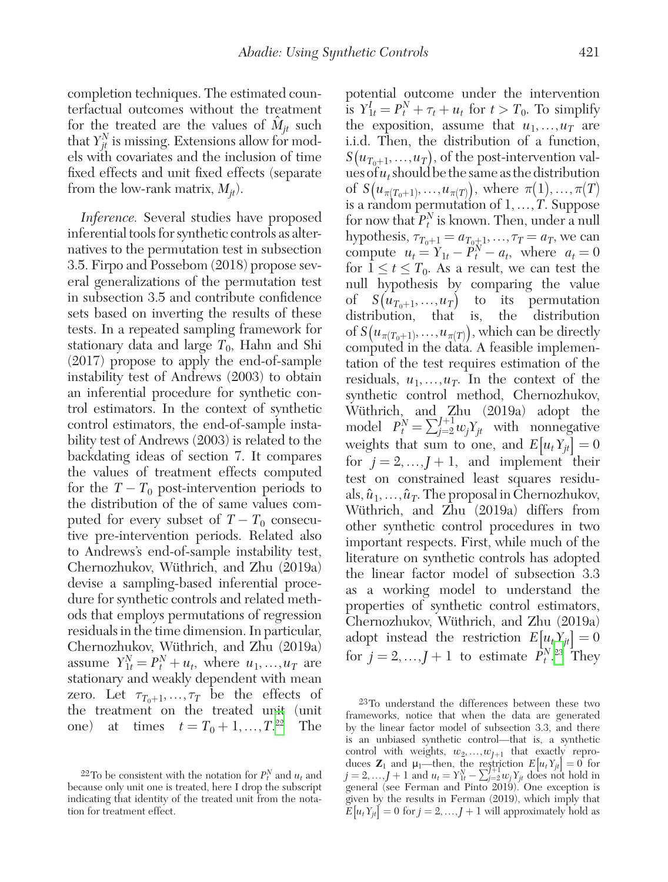completion techniques. The estimated counterfactual outcomes without the treatment for the treated are the values of $\hat{M}_{jt}$ such that $Y_{jt}^N$ is missing. Extensions allow for models with covariates and the inclusion of time fixed effects and unit fixed effects (separate from the low-rank matrix, $M_{jt}$).

*Inference.* Several studies have proposed inferential tools for synthetic controls as alternatives to the permutation test in subsection 3.5. Firpo and Possebom (2018) propose several generalizations of the permutation test in subsection 3.5 and contribute confidence sets based on inverting the results of these tests. In a repeated sampling framework for stationary data and large $T_0$, Hahn and Shi (2017) propose to apply the end-of-sample instability test of Andrews (2003) to obtain an inferential procedure for synthetic control estimators. In the context of synthetic control estimators, the end-of-sample instability test of Andrews (2003) is related to the backdating ideas of section 7. It compares the values of treatment effects computed for the $T - T_0$ post-intervention periods to the distribution of the of same values computed for every subset of $T - T_0$ consecutive pre-intervention periods. Related also to Andrews's end-of-sample instability test, Chernozhukov, Wüthrich, and Zhu (2019a) devise a sampling-based inferential procedure for synthetic controls and related methods that employs permutations of regression residuals in the time dimension. In particular, Chernozhukov, Wüthrich, and Zhu (2019a) assume $Y_{1t}^N = P_t^N + u_t$, where $u_1, \ldots, u_T$ are stationary and weakly dependent with mean zero. Let $\tau_{T_0+1}, \ldots, \tau_T$ be the effects of the treatment on the treated unit (unit one) at times $t = T_0 + 1, \ldots, T$.[22] The potential outcome under the intervention is $Y_{1t}^I = P_t^N + \tau_t + u_t$ for $t > T_0$. To simplify the exposition, assume that $u_1, \ldots, u_T$ are i.i.d. Then, the distribution of a function, $S(u_{T_0+1}, \ldots, u_T)$, of the post-intervention values of $u_t$ should be the same as the distribution of $S(u_{\pi(T_0+1)}, \ldots, u_{\pi(T)})$, where $\pi(1), \ldots, \pi(T)$ is a random permutation of $1, \ldots, T$. Suppose for now that $P_t^N$ is known. Then, under a null hypothesis, $\tau_{T_0+1} = a_{T_0+1}, \ldots, \tau_T = a_T$, we can compute $u_t = Y_{1t} - P_t^N - a_t$, where $a_t = 0$ for $1 \leq t \leq T_0$. As a result, we can test the null hypothesis by comparing the value of $S(u_{T_0+1}, \ldots, u_T)$ to its permutation distribution, that is, the distribution of $S(u_{\pi(T_0+1)}, \ldots, u_{\pi(T)})$, which can be directly computed in the data. A feasible implementation of the test requires estimation of the residuals, $u_1, \ldots, u_T$. In the context of the synthetic control method, Chernozhukov, Wüthrich, and Zhu (2019a) adopt the model $P_t^N = \sum_{j=2}^{J+1} w_j Y_{jt}$ with nonnegative weights that sum to one, and $E[u_t Y_{jt}] = 0$ for $j = 2, \ldots, J+1$, and implement their test on constrained least squares residuals, $\hat{u}_1, \ldots, \hat{u}_T$. The proposal in Chernozhukov, Wüthrich, and Zhu (2019a) differs from other synthetic control procedures in two important respects. First, while much of the literature on synthetic controls has adopted the linear factor model of subsection 3.3 as a working model to understand the properties of synthetic control estimators, Chernozhukov, Wüthrich, and Zhu (2019a) adopt instead the restriction $E[u_t Y_{jt}] = 0$ for $j = 2, \ldots, J+1$ to estimate $P_t^N$.[23] They

[22] To be consistent with the notation for $P_t^N$ and $u_t$ and because only unit one is treated, here I drop the subscript indicating that identity of the treated unit from the notation for treatment effect.

[23] To understand the differences between these two frameworks, notice that when the data are generated by the linear factor model of subsection 3.3, and there is an unbiased synthetic control—that is, a synthetic control with weights, $w_2, \ldots, w_{J+1}$ that exactly reproduces $\mathbf{Z}_1$ and $\mu_1$—then, the restriction $E[u_t Y_{jt}] = 0$ for $j = 2, \ldots, J+1$ and $u_t = Y_{1t}^N - \sum_{j=2}^{J+1} w_j Y_{jt}$ does not hold in general (see Ferman and Pinto 2019). One exception is given by the results in Ferman (2019), which imply that $E[u_t Y_{jt}] = 0$ for $j = 2, \ldots, J+1$ will approximately hold as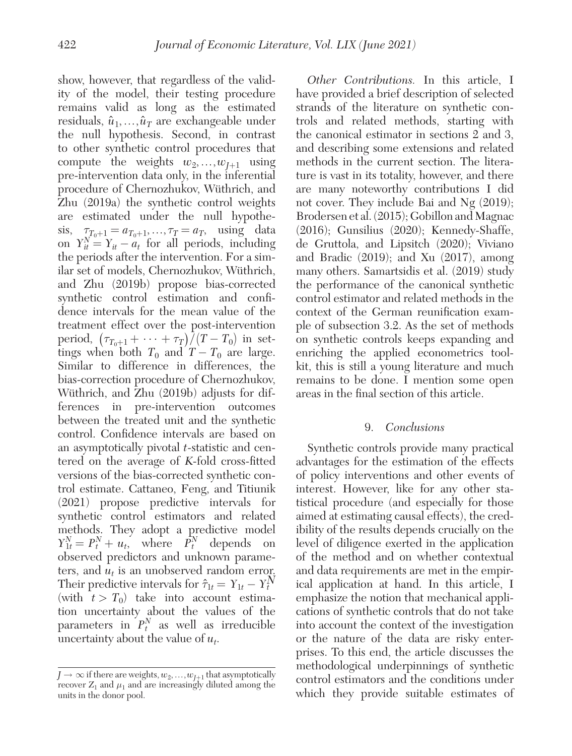show, however, that regardless of the validity of the model, their testing procedure remains valid as long as the estimated residuals, $\hat{u}_1, \ldots, \hat{u}_T$ are exchangeable under the null hypothesis. Second, in contrast to other synthetic control procedures that compute the weights $w_2, \ldots, w_{J+1}$ using pre-intervention data only, in the inferential procedure of Chernozhukov, Wüthrich, and Zhu (2019a) the synthetic control weights are estimated under the null hypothesis, $\tau_{T_0+1} = a_{T_0+1}, \ldots, \tau_T = a_T$, using data on $Y_{it}^N = Y_{it} - a_t$ for all periods, including the periods after the intervention. For a similar set of models, Chernozhukov, Wüthrich, and Zhu (2019b) propose bias-corrected synthetic control estimation and confidence intervals for the mean value of the treatment effect over the post-intervention period, $(\tau_{T_0+1} + \cdots + \tau_T)/(T - T_0)$ in settings when both $T_0$ and $T - T_0$ are large. Similar to difference in differences, the bias-correction procedure of Chernozhukov, Wüthrich, and Zhu (2019b) adjusts for differences in pre-intervention outcomes between the treated unit and the synthetic control. Confidence intervals are based on an asymptotically pivotal $t$-statistic and centered on the average of $K$-fold cross-fitted versions of the bias-corrected synthetic control estimate. Cattaneo, Feng, and Titiunik (2021) propose predictive intervals for synthetic control estimators and related methods. They adopt a predictive model $Y_{1t}^N = P_t^N + u_t$, where $P_t^N$ depends on observed predictors and unknown parameters, and $u_t$ is an unobserved random error. Their predictive intervals for $\hat{\tau}_{1t} = Y_{1t} - Y_t^N$ (with $t > T_0$) take into account estimation uncertainty about the values of the parameters in $P_t^N$ as well as irreducible uncertainty about the value of $u_t$.

*Other Contributions.* In this article, I have provided a brief description of selected strands of the literature on synthetic controls and related methods, starting with the canonical estimator in sections 2 and 3, and describing some extensions and related methods in the current section. The literature is vast in its totality, however, and there are many noteworthy contributions I did not cover. They include Bai and Ng (2019); Brodersen et al. (2015); Gobillon and Magnac (2016); Gunsilius (2020); Kennedy-Shaffe, de Gruttola, and Lipsitch (2020); Viviano and Bradic (2019); and Xu (2017), among many others. Samartsidis et al. (2019) study the performance of the canonical synthetic control estimator and related methods in the context of the German reunification example of subsection 3.2. As the set of methods on synthetic controls keeps expanding and enriching the applied econometrics toolkit, this is still a young literature and much remains to be done. I mention some open areas in the final section of this article.

## 9. *Conclusions*

Synthetic controls provide many practical advantages for the estimation of the effects of policy interventions and other events of interest. However, like for any other statistical procedure (and especially for those aimed at estimating causal effects), the credibility of the results depends crucially on the level of diligence exerted in the application of the method and on whether contextual and data requirements are met in the empirical application at hand. In this article, I emphasize the notion that mechanical applications of synthetic controls that do not take into account the context of the investigation or the nature of the data are risky enterprises. To this end, the article discusses the methodological underpinnings of synthetic control estimators and the conditions under which they provide suitable estimates of

---

$J \to \infty$ if there are weights, $w_2, \ldots, w_{J+1}$ that asymptotically recover $Z_1$ and $\mu_1$ and are increasingly diluted among the units in the donor pool.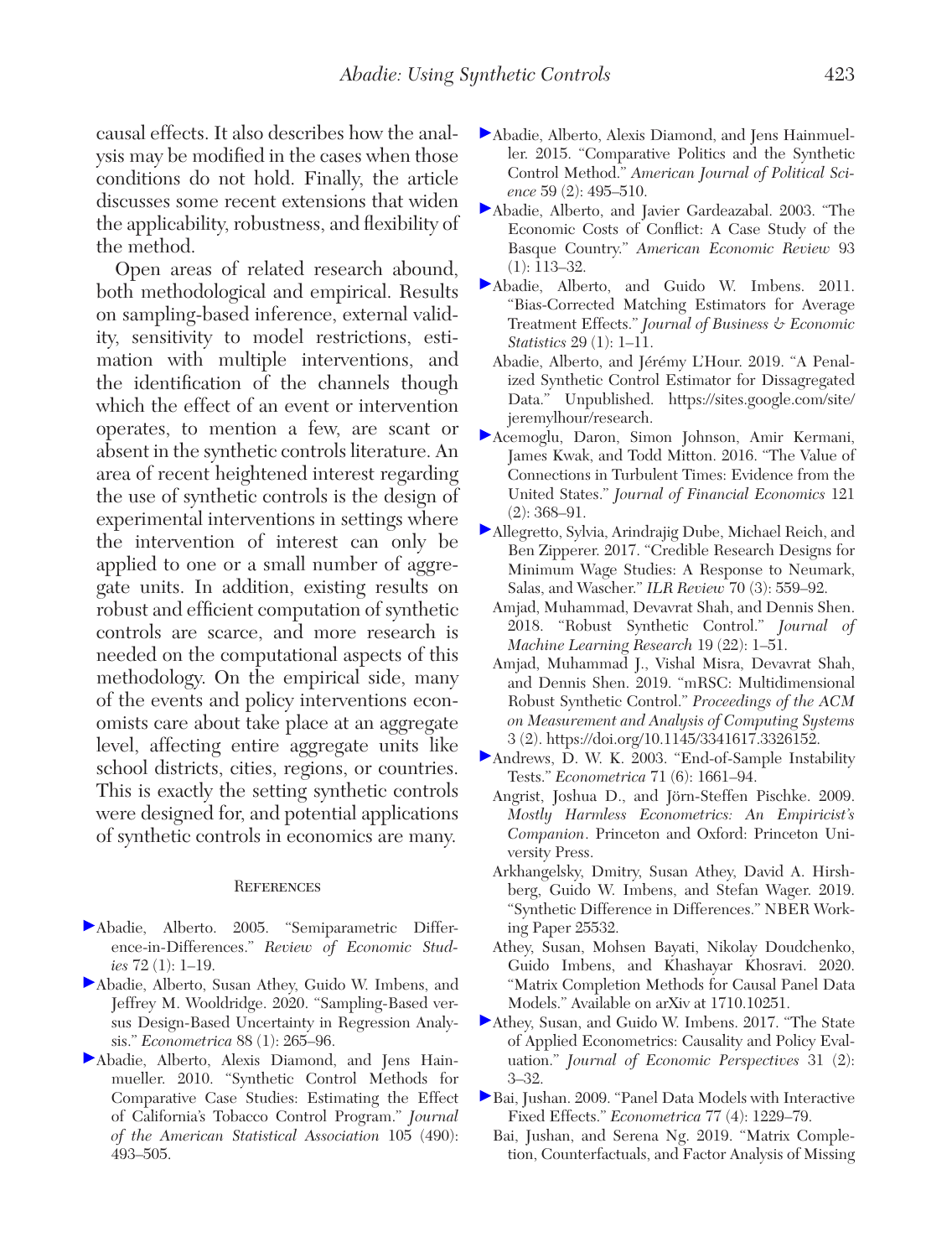causal effects. It also describes how the analysis may be modified in the cases when those conditions do not hold. Finally, the article discusses some recent extensions that widen the applicability, robustness, and flexibility of the method.

Open areas of related research abound, both methodological and empirical. Results on sampling-based inference, external validity, sensitivity to model restrictions, estimation with multiple interventions, and the identification of the channels though which the effect of an event or intervention operates, to mention a few, are scant or absent in the synthetic controls literature. An area of recent heightened interest regarding the use of synthetic controls is the design of experimental interventions in settings where the intervention of interest can only be applied to one or a small number of aggregate units. In addition, existing results on robust and efficient computation of synthetic controls are scarce, and more research is needed on the computational aspects of this methodology. On the empirical side, many of the events and policy interventions economists care about take place at an aggregate level, affecting entire aggregate units like school districts, cities, regions, or countries. This is exactly the setting synthetic controls were designed for, and potential applications of synthetic controls in economics are many.

## References

Abadie, Alberto. 2005. "Semiparametric Difference-in-Differences." *Review of Economic Studies* 72 (1): 1–19.

Abadie, Alberto, Susan Athey, Guido W. Imbens, and Jeffrey M. Wooldridge. 2020. "Sampling-Based versus Design-Based Uncertainty in Regression Analysis." *Econometrica* 88 (1): 265–96.

Abadie, Alberto, Alexis Diamond, and Jens Hainmueller. 2010. "Synthetic Control Methods for Comparative Case Studies: Estimating the Effect of California's Tobacco Control Program." *Journal of the American Statistical Association* 105 (490): 493–505.

Abadie, Alberto, Alexis Diamond, and Jens Hainmueller. 2015. "Comparative Politics and the Synthetic Control Method." *American Journal of Political Science* 59 (2): 495–510.

Abadie, Alberto, and Javier Gardeazabal. 2003. "The Economic Costs of Conflict: A Case Study of the Basque Country." *American Economic Review* 93 (1): 113–32.

Abadie, Alberto, and Guido W. Imbens. 2011. "Bias-Corrected Matching Estimators for Average Treatment Effects." *Journal of Business & Economic Statistics* 29 (1): 1–11.

Abadie, Alberto, and Jérémy L'Hour. 2019. "A Penalized Synthetic Control Estimator for Dissagregated Data." Unpublished. https://sites.google.com/site/jeremylhour/research.

Acemoglu, Daron, Simon Johnson, Amir Kermani, James Kwak, and Todd Mitton. 2016. "The Value of Connections in Turbulent Times: Evidence from the United States." *Journal of Financial Economics* 121 (2): 368–91.

Allegretto, Sylvia, Arindrajig Dube, Michael Reich, and Ben Zipperer. 2017. "Credible Research Designs for Minimum Wage Studies: A Response to Neumark, Salas, and Wascher." *ILR Review* 70 (3): 559–92.

Amjad, Muhammad, Devavrat Shah, and Dennis Shen. 2018. "Robust Synthetic Control." *Journal of Machine Learning Research* 19 (22): 1–51.

Amjad, Muhammad J., Vishal Misra, Devavrat Shah, and Dennis Shen. 2019. "mRSC: Multidimensional Robust Synthetic Control." *Proceedings of the ACM on Measurement and Analysis of Computing Systems* 3 (2). https://doi.org/10.1145/3341617.3326152.

Andrews, D. W. K. 2003. "End-of-Sample Instability Tests." *Econometrica* 71 (6): 1661–94.

Angrist, Joshua D., and Jörn-Steffen Pischke. 2009. *Mostly Harmless Econometrics: An Empiricist's Companion*. Princeton and Oxford: Princeton University Press.

Arkhangelsky, Dmitry, Susan Athey, David A. Hirshberg, Guido W. Imbens, and Stefan Wager. 2019. "Synthetic Difference in Differences." NBER Working Paper 25532.

Athey, Susan, Mohsen Bayati, Nikolay Doudchenko, Guido Imbens, and Khashayar Khosravi. 2020. "Matrix Completion Methods for Causal Panel Data Models." Available on arXiv at 1710.10251.

Athey, Susan, and Guido W. Imbens. 2017. "The State of Applied Econometrics: Causality and Policy Evaluation." *Journal of Economic Perspectives* 31 (2): 3–32.

Bai, Jushan. 2009. "Panel Data Models with Interactive Fixed Effects." *Econometrica* 77 (4): 1229–79.

Bai, Jushan, and Serena Ng. 2019. "Matrix Completion, Counterfactuals, and Factor Analysis of Missing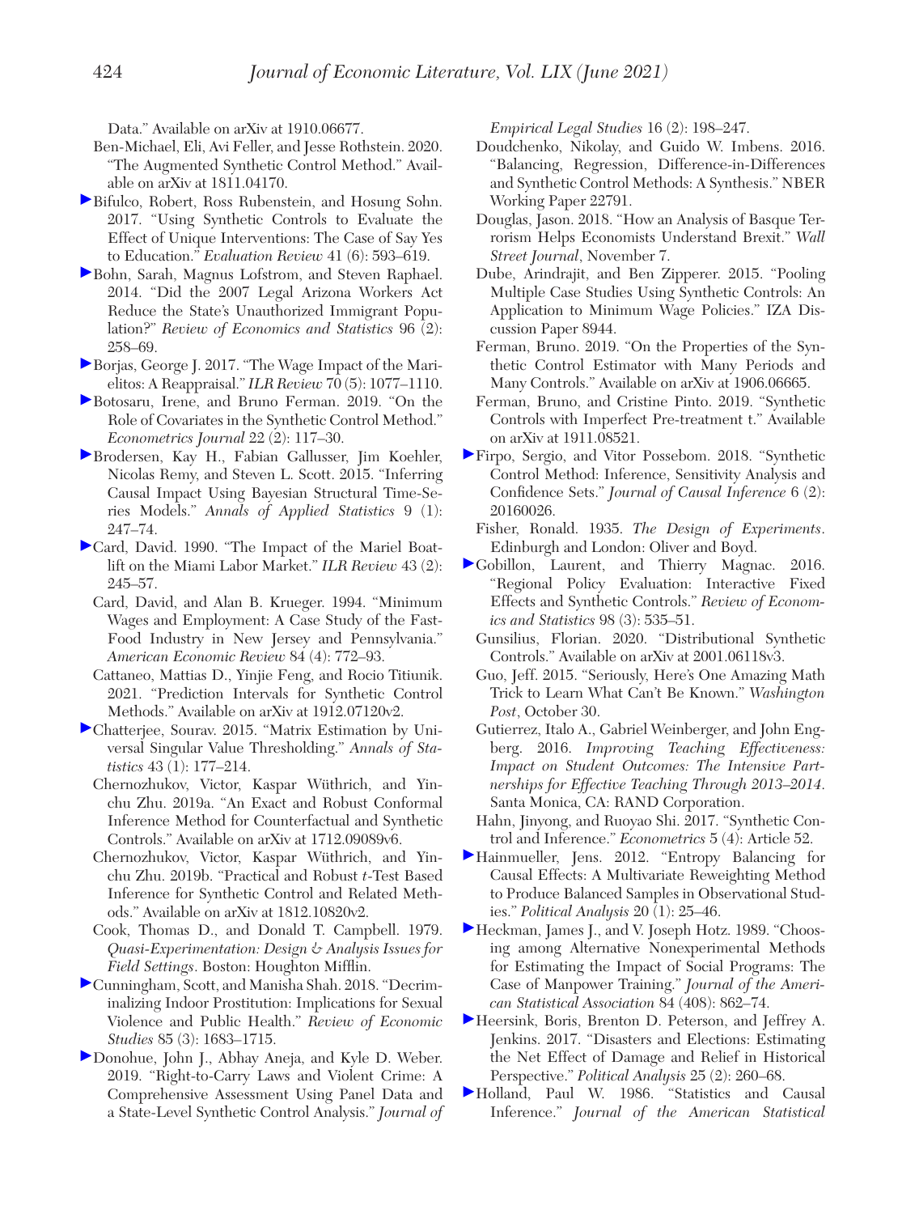Data." Available on arXiv at 1910.06677.

Ben-Michael, Eli, Avi Feller, and Jesse Rothstein. 2020. "The Augmented Synthetic Control Method." Available on arXiv at 1811.04170.

Bifulco, Robert, Ross Rubenstein, and Hosung Sohn. 2017. "Using Synthetic Controls to Evaluate the Effect of Unique Interventions: The Case of Say Yes to Education." *Evaluation Review* 41 (6): 593–619.

Bohn, Sarah, Magnus Lofstrom, and Steven Raphael. 2014. "Did the 2007 Legal Arizona Workers Act Reduce the State's Unauthorized Immigrant Population?" *Review of Economics and Statistics* 96 (2): 258–69.

Borjas, George J. 2017. "The Wage Impact of the Marielitos: A Reappraisal." *ILR Review* 70 (5): 1077–1110.

Botosaru, Irene, and Bruno Ferman. 2019. "On the Role of Covariates in the Synthetic Control Method." *Econometrics Journal* 22 (2): 117–30.

Brodersen, Kay H., Fabian Gallusser, Jim Koehler, Nicolas Remy, and Steven L. Scott. 2015. "Inferring Causal Impact Using Bayesian Structural Time-Series Models." *Annals of Applied Statistics* 9 (1): 247–74.

Card, David. 1990. "The Impact of the Mariel Boatlift on the Miami Labor Market." *ILR Review* 43 (2): 245–57.

Card, David, and Alan B. Krueger. 1994. "Minimum Wages and Employment: A Case Study of the Fast-Food Industry in New Jersey and Pennsylvania." *American Economic Review* 84 (4): 772–93.

Cattaneo, Mattias D., Yinjie Feng, and Rocio Titiunik. 2021. "Prediction Intervals for Synthetic Control Methods." Available on arXiv at 1912.07120v2.

Chatterjee, Sourav. 2015. "Matrix Estimation by Universal Singular Value Thresholding." *Annals of Statistics* 43 (1): 177–214.

Chernozhukov, Victor, Kaspar Wüthrich, and Yinchu Zhu. 2019a. "An Exact and Robust Conformal Inference Method for Counterfactual and Synthetic Controls." Available on arXiv at 1712.09089v6.

Chernozhukov, Victor, Kaspar Wüthrich, and Yinchu Zhu. 2019b. "Practical and Robust *t*-Test Based Inference for Synthetic Control and Related Methods." Available on arXiv at 1812.10820v2.

Cook, Thomas D., and Donald T. Campbell. 1979. *Quasi-Experimentation: Design & Analysis Issues for Field Settings*. Boston: Houghton Mifflin.

Cunningham, Scott, and Manisha Shah. 2018. "Decriminalizing Indoor Prostitution: Implications for Sexual Violence and Public Health." *Review of Economic Studies* 85 (3): 1683–1715.

Donohue, John J., Abhay Aneja, and Kyle D. Weber. 2019. "Right-to-Carry Laws and Violent Crime: A Comprehensive Assessment Using Panel Data and a State-Level Synthetic Control Analysis." *Journal of Empirical Legal Studies* 16 (2): 198–247.

Doudchenko, Nikolay, and Guido W. Imbens. 2016. "Balancing, Regression, Difference-in-Differences and Synthetic Control Methods: A Synthesis." NBER Working Paper 22791.

Douglas, Jason. 2018. "How an Analysis of Basque Terrorism Helps Economists Understand Brexit." *Wall Street Journal*, November 7.

Dube, Arindrajit, and Ben Zipperer. 2015. "Pooling Multiple Case Studies Using Synthetic Controls: An Application to Minimum Wage Policies." IZA Discussion Paper 8944.

Ferman, Bruno. 2019. "On the Properties of the Synthetic Control Estimator with Many Periods and Many Controls." Available on arXiv at 1906.06665.

Ferman, Bruno, and Cristine Pinto. 2019. "Synthetic Controls with Imperfect Pre-treatment t." Available on arXiv at 1911.08521.

Firpo, Sergio, and Vitor Possebom. 2018. "Synthetic Control Method: Inference, Sensitivity Analysis and Confidence Sets." *Journal of Causal Inference* 6 (2): 20160026.

Fisher, Ronald. 1935. *The Design of Experiments*. Edinburgh and London: Oliver and Boyd.

Gobillon, Laurent, and Thierry Magnac. 2016. "Regional Policy Evaluation: Interactive Fixed Effects and Synthetic Controls." *Review of Economics and Statistics* 98 (3): 535–51.

Gunsilius, Florian. 2020. "Distributional Synthetic Controls." Available on arXiv at 2001.06118v3.

Guo, Jeff. 2015. "Seriously, Here's One Amazing Math Trick to Learn What Can't Be Known." *Washington Post*, October 30.

Gutierrez, Italo A., Gabriel Weinberger, and John Engberg. 2016. *Improving Teaching Effectiveness: Impact on Student Outcomes: The Intensive Partnerships for Effective Teaching Through 2013–2014*. Santa Monica, CA: RAND Corporation.

Hahn, Jinyong, and Ruoyao Shi. 2017. "Synthetic Control and Inference." *Econometrics* 5 (4): Article 52.

Hainmueller, Jens. 2012. "Entropy Balancing for Causal Effects: A Multivariate Reweighting Method to Produce Balanced Samples in Observational Studies." *Political Analysis* 20 (1): 25–46.

Heckman, James J., and V. Joseph Hotz. 1989. "Choosing among Alternative Nonexperimental Methods for Estimating the Impact of Social Programs: The Case of Manpower Training." *Journal of the American Statistical Association* 84 (408): 862–74.

Heersink, Boris, Brenton D. Peterson, and Jeffrey A. Jenkins. 2017. "Disasters and Elections: Estimating the Net Effect of Damage and Relief in Historical Perspective." *Political Analysis* 25 (2): 260–68.

Holland, Paul W. 1986. "Statistics and Causal Inference." *Journal of the American Statistical*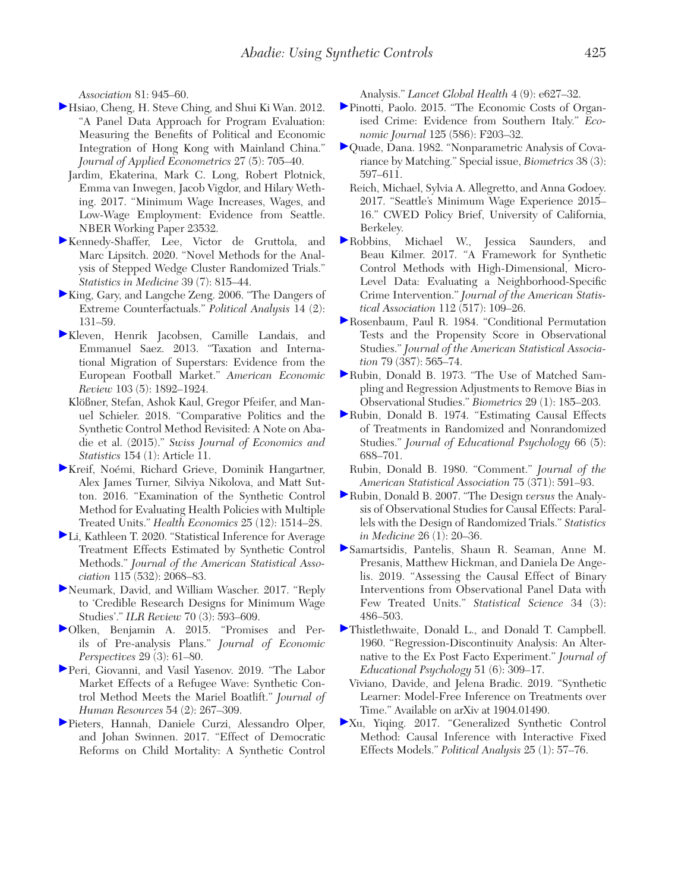*Association* 81: 945–60.

Hsiao, Cheng, H. Steve Ching, and Shui Ki Wan. 2012. "A Panel Data Approach for Program Evaluation: Measuring the Benefits of Political and Economic Integration of Hong Kong with Mainland China." *Journal of Applied Econometrics* 27 (5): 705–40.

Jardim, Ekaterina, Mark C. Long, Robert Plotnick, Emma van Inwegen, Jacob Vigdor, and Hilary Wething. 2017. "Minimum Wage Increases, Wages, and Low-Wage Employment: Evidence from Seattle. NBER Working Paper 23532.

Kennedy-Shaffer, Lee, Victor de Gruttola, and Marc Lipsitch. 2020. "Novel Methods for the Analysis of Stepped Wedge Cluster Randomized Trials." *Statistics in Medicine* 39 (7): 815–44.

King, Gary, and Langche Zeng. 2006. "The Dangers of Extreme Counterfactuals." *Political Analysis* 14 (2): 131–59.

Kleven, Henrik Jacobsen, Camille Landais, and Emmanuel Saez. 2013. "Taxation and International Migration of Superstars: Evidence from the European Football Market." *American Economic Review* 103 (5): 1892–1924.

Klößner, Stefan, Ashok Kaul, Gregor Pfeifer, and Manuel Schieler. 2018. "Comparative Politics and the Synthetic Control Method Revisited: A Note on Abadie et al. (2015)." *Swiss Journal of Economics and Statistics* 154 (1): Article 11.

Kreif, Noémi, Richard Grieve, Dominik Hangartner, Alex James Turner, Silviya Nikolova, and Matt Sutton. 2016. "Examination of the Synthetic Control Method for Evaluating Health Policies with Multiple Treated Units." *Health Economics* 25 (12): 1514–28.

Li, Kathleen T. 2020. "Statistical Inference for Average Treatment Effects Estimated by Synthetic Control Methods." *Journal of the American Statistical Association* 115 (532): 2068–83.

Neumark, David, and William Wascher. 2017. "Reply to 'Credible Research Designs for Minimum Wage Studies'." *ILR Review* 70 (3): 593–609.

Olken, Benjamin A. 2015. "Promises and Perils of Pre-analysis Plans." *Journal of Economic Perspectives* 29 (3): 61–80.

Peri, Giovanni, and Vasil Yasenov. 2019. "The Labor Market Effects of a Refugee Wave: Synthetic Control Method Meets the Mariel Boatlift." *Journal of Human Resources* 54 (2): 267–309.

Pieters, Hannah, Daniele Curzi, Alessandro Olper, and Johan Swinnen. 2017. "Effect of Democratic Reforms on Child Mortality: A Synthetic Control Analysis." *Lancet Global Health* 4 (9): e627–32.

Pinotti, Paolo. 2015. "The Economic Costs of Organised Crime: Evidence from Southern Italy." *Economic Journal* 125 (586): F203–32.

Quade, Dana. 1982. "Nonparametric Analysis of Covariance by Matching." Special issue, *Biometrics* 38 (3): 597–611.

Reich, Michael, Sylvia A. Allegretto, and Anna Godoey. 2017. "Seattle's Minimum Wage Experience 2015–16." CWED Policy Brief, University of California, Berkeley.

Robbins, Michael W., Jessica Saunders, and Beau Kilmer. 2017. "A Framework for Synthetic Control Methods with High-Dimensional, Micro-Level Data: Evaluating a Neighborhood-Specific Crime Intervention." *Journal of the American Statistical Association* 112 (517): 109–26.

Rosenbaum, Paul R. 1984. "Conditional Permutation Tests and the Propensity Score in Observational Studies." *Journal of the American Statistical Association* 79 (387): 565–74.

Rubin, Donald B. 1973. "The Use of Matched Sampling and Regression Adjustments to Remove Bias in Observational Studies." *Biometrics* 29 (1): 185–203.

Rubin, Donald B. 1974. "Estimating Causal Effects of Treatments in Randomized and Nonrandomized Studies." *Journal of Educational Psychology* 66 (5): 688–701.

Rubin, Donald B. 1980. "Comment." *Journal of the American Statistical Association* 75 (371): 591–93.

Rubin, Donald B. 2007. "The Design *versus* the Analysis of Observational Studies for Causal Effects: Parallels with the Design of Randomized Trials." *Statistics in Medicine* 26 (1): 20–36.

Samartsidis, Pantelis, Shaun R. Seaman, Anne M. Presanis, Matthew Hickman, and Daniela De Angelis. 2019. "Assessing the Causal Effect of Binary Interventions from Observational Panel Data with Few Treated Units." *Statistical Science* 34 (3): 486–503.

Thistlethwaite, Donald L., and Donald T. Campbell. 1960. "Regression-Discontinuity Analysis: An Alternative to the Ex Post Facto Experiment." *Journal of Educational Psychology* 51 (6): 309–17.

Viviano, Davide, and Jelena Bradic. 2019. "Synthetic Learner: Model-Free Inference on Treatments over Time." Available on arXiv at 1904.01490.

Xu, Yiqing. 2017. "Generalized Synthetic Control Method: Causal Inference with Interactive Fixed Effects Models." *Political Analysis* 25 (1): 57–76.